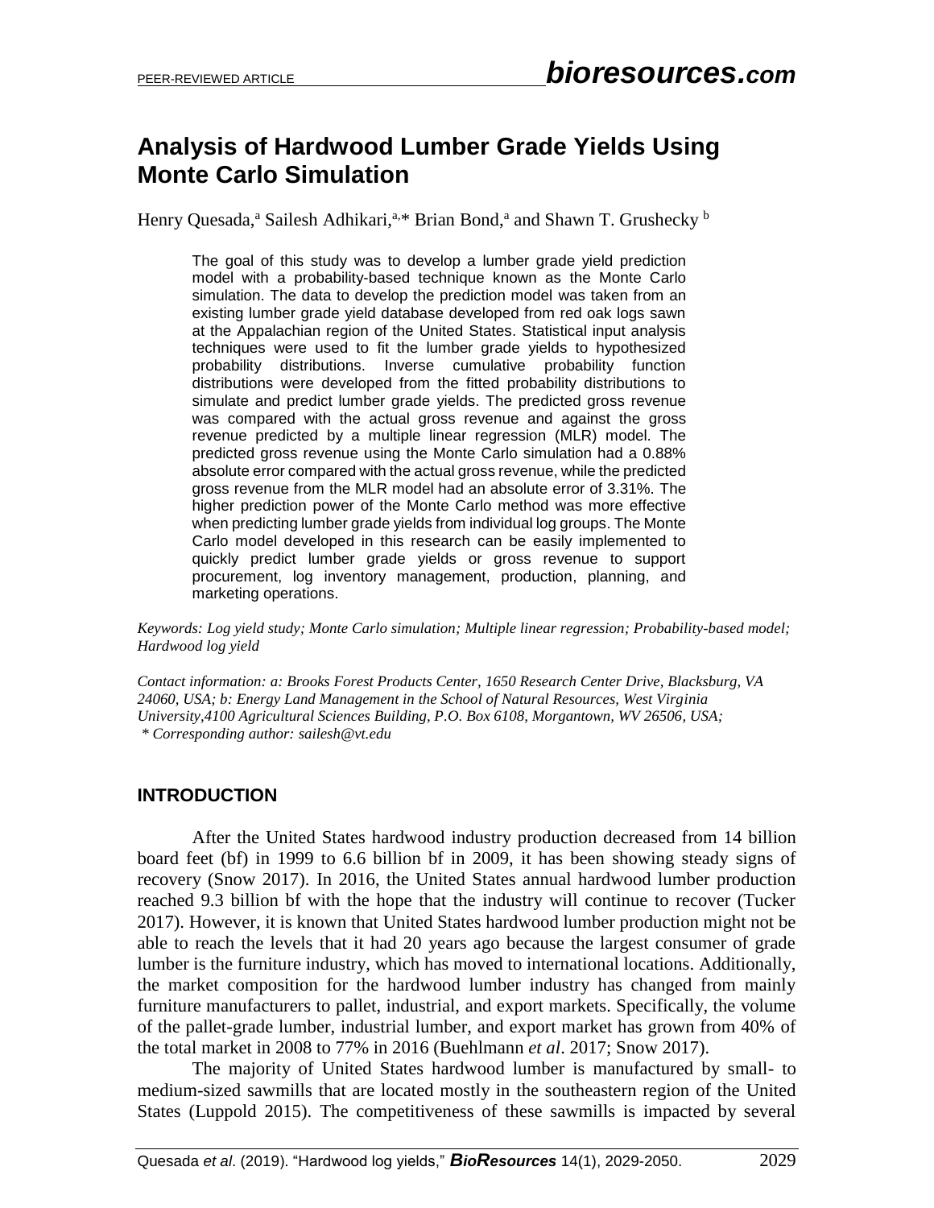# Analysis of Hardwood Lumber Grade Yields Using Monte Carlo Simulation

Henry Quesada,[a] Sailesh Adhikari,[a,*] Brian Bond,[a] and Shawn T. Grushecky [b]

The goal of this study was to develop a lumber grade yield prediction model with a probability-based technique known as the Monte Carlo simulation. The data to develop the prediction model was taken from an existing lumber grade yield database developed from red oak logs sawn at the Appalachian region of the United States. Statistical input analysis techniques were used to fit the lumber grade yields to hypothesized probability distributions. Inverse cumulative probability function distributions were developed from the fitted probability distributions to simulate and predict lumber grade yields. The predicted gross revenue was compared with the actual gross revenue and against the gross revenue predicted by a multiple linear regression (MLR) model. The predicted gross revenue using the Monte Carlo simulation had a 0.88% absolute error compared with the actual gross revenue, while the predicted gross revenue from the MLR model had an absolute error of 3.31%. The higher prediction power of the Monte Carlo method was more effective when predicting lumber grade yields from individual log groups. The Monte Carlo model developed in this research can be easily implemented to quickly predict lumber grade yields or gross revenue to support procurement, log inventory management, production, planning, and marketing operations.

*Keywords: Log yield study; Monte Carlo simulation; Multiple linear regression; Probability-based model; Hardwood log yield*

*Contact information: a: Brooks Forest Products Center, 1650 Research Center Drive, Blacksburg, VA 24060, USA; b: Energy Land Management in the School of Natural Resources, West Virginia University,4100 Agricultural Sciences Building, P.O. Box 6108, Morgantown, WV 26506, USA; * Corresponding author: sailesh@vt.edu*

## INTRODUCTION

After the United States hardwood industry production decreased from 14 billion board feet (bf) in 1999 to 6.6 billion bf in 2009, it has been showing steady signs of recovery (Snow 2017). In 2016, the United States annual hardwood lumber production reached 9.3 billion bf with the hope that the industry will continue to recover (Tucker 2017). However, it is known that United States hardwood lumber production might not be able to reach the levels that it had 20 years ago because the largest consumer of grade lumber is the furniture industry, which has moved to international locations. Additionally, the market composition for the hardwood lumber industry has changed from mainly furniture manufacturers to pallet, industrial, and export markets. Specifically, the volume of the pallet-grade lumber, industrial lumber, and export market has grown from 40% of the total market in 2008 to 77% in 2016 (Buehlmann *et al*. 2017; Snow 2017).

The majority of United States hardwood lumber is manufactured by small- to medium-sized sawmills that are located mostly in the southeastern region of the United States (Luppold 2015). The competitiveness of these sawmills is impacted by several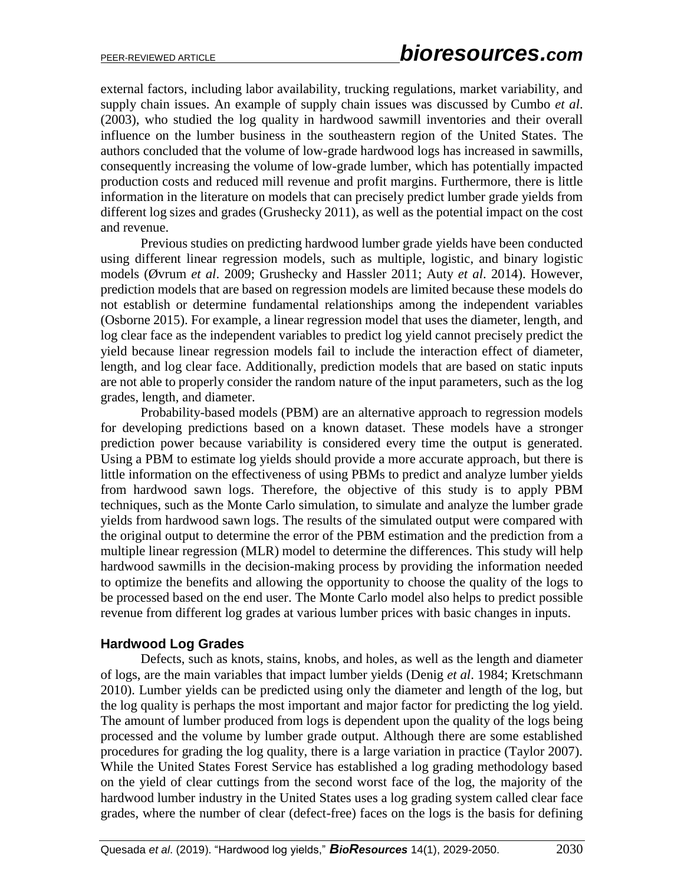external factors, including labor availability, trucking regulations, market variability, and supply chain issues. An example of supply chain issues was discussed by Cumbo *et al*. (2003), who studied the log quality in hardwood sawmill inventories and their overall influence on the lumber business in the southeastern region of the United States. The authors concluded that the volume of low-grade hardwood logs has increased in sawmills, consequently increasing the volume of low-grade lumber, which has potentially impacted production costs and reduced mill revenue and profit margins. Furthermore, there is little information in the literature on models that can precisely predict lumber grade yields from different log sizes and grades (Grushecky 2011), as well as the potential impact on the cost and revenue.

Previous studies on predicting hardwood lumber grade yields have been conducted using different linear regression models, such as multiple, logistic, and binary logistic models (Øvrum *et al*. 2009; Grushecky and Hassler 2011; Auty *et al*. 2014). However, prediction models that are based on regression models are limited because these models do not establish or determine fundamental relationships among the independent variables (Osborne 2015). For example, a linear regression model that uses the diameter, length, and log clear face as the independent variables to predict log yield cannot precisely predict the yield because linear regression models fail to include the interaction effect of diameter, length, and log clear face. Additionally, prediction models that are based on static inputs are not able to properly consider the random nature of the input parameters, such as the log grades, length, and diameter.

Probability-based models (PBM) are an alternative approach to regression models for developing predictions based on a known dataset. These models have a stronger prediction power because variability is considered every time the output is generated. Using a PBM to estimate log yields should provide a more accurate approach, but there is little information on the effectiveness of using PBMs to predict and analyze lumber yields from hardwood sawn logs. Therefore, the objective of this study is to apply PBM techniques, such as the Monte Carlo simulation, to simulate and analyze the lumber grade yields from hardwood sawn logs. The results of the simulated output were compared with the original output to determine the error of the PBM estimation and the prediction from a multiple linear regression (MLR) model to determine the differences. This study will help hardwood sawmills in the decision-making process by providing the information needed to optimize the benefits and allowing the opportunity to choose the quality of the logs to be processed based on the end user. The Monte Carlo model also helps to predict possible revenue from different log grades at various lumber prices with basic changes in inputs.

## Hardwood Log Grades

Defects, such as knots, stains, knobs, and holes, as well as the length and diameter of logs, are the main variables that impact lumber yields (Denig *et al*. 1984; Kretschmann 2010). Lumber yields can be predicted using only the diameter and length of the log, but the log quality is perhaps the most important and major factor for predicting the log yield. The amount of lumber produced from logs is dependent upon the quality of the logs being processed and the volume by lumber grade output. Although there are some established procedures for grading the log quality, there is a large variation in practice (Taylor 2007). While the United States Forest Service has established a log grading methodology based on the yield of clear cuttings from the second worst face of the log, the majority of the hardwood lumber industry in the United States uses a log grading system called clear face grades, where the number of clear (defect-free) faces on the logs is the basis for defining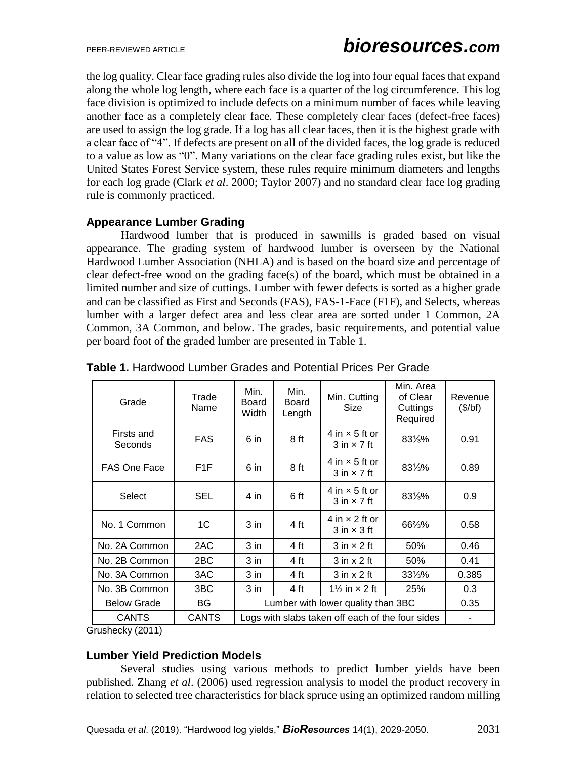the log quality. Clear face grading rules also divide the log into four equal faces that expand along the whole log length, where each face is a quarter of the log circumference. This log face division is optimized to include defects on a minimum number of faces while leaving another face as a completely clear face. These completely clear faces (defect-free faces) are used to assign the log grade. If a log has all clear faces, then it is the highest grade with a clear face of "4". If defects are present on all of the divided faces, the log grade is reduced to a value as low as "0". Many variations on the clear face grading rules exist, but like the United States Forest Service system, these rules require minimum diameters and lengths for each log grade (Clark *et al*. 2000; Taylor 2007) and no standard clear face log grading rule is commonly practiced.

### Appearance Lumber Grading

Hardwood lumber that is produced in sawmills is graded based on visual appearance. The grading system of hardwood lumber is overseen by the National Hardwood Lumber Association (NHLA) and is based on the board size and percentage of clear defect-free wood on the grading face(s) of the board, which must be obtained in a limited number and size of cuttings. Lumber with fewer defects is sorted as a higher grade and can be classified as First and Seconds (FAS), FAS-1-Face (F1F), and Selects, whereas lumber with a larger defect area and less clear area are sorted under 1 Common, 2A Common, 3A Common, and below. The grades, basic requirements, and potential value per board foot of the graded lumber are presented in Table 1.

**Table 1.** Hardwood Lumber Grades and Potential Prices Per Grade

| Grade | Trade Name | Min. Board Width | Min. Board Length | Min. Cutting Size | Min. Area of Clear Cuttings Required | Revenue ($/bf) |
|---|---|---|---|---|---|---|
| Firsts and Seconds | FAS | 6 in | 8 ft | 4 in × 5 ft or 3 in × 7 ft | 83⅓% | 0.91 |
| FAS One Face | F1F | 6 in | 8 ft | 4 in × 5 ft or 3 in × 7 ft | 83⅓% | 0.89 |
| Select | SEL | 4 in | 6 ft | 4 in × 5 ft or 3 in × 7 ft | 83⅓% | 0.9 |
| No. 1 Common | 1C | 3 in | 4 ft | 4 in × 2 ft or 3 in × 3 ft | 66⅔% | 0.58 |
| No. 2A Common | 2AC | 3 in | 4 ft | 3 in × 2 ft | 50% | 0.46 |
| No. 2B Common | 2BC | 3 in | 4 ft | 3 in x 2 ft | 50% | 0.41 |
| No. 3A Common | 3AC | 3 in | 4 ft | 3 in x 2 ft | 33⅓% | 0.385 |
| No. 3B Common | 3BC | 3 in | 4 ft | 1½ in × 2 ft | 25% | 0.3 |
| Below Grade | BG | Lumber with lower quality than 3BC | | | | 0.35 |
| CANTS | CANTS | Logs with slabs taken off each of the four sides | | | | - |

Grushecky (2011)

### Lumber Yield Prediction Models

Several studies using various methods to predict lumber yields have been published. Zhang *et al*. (2006) used regression analysis to model the product recovery in relation to selected tree characteristics for black spruce using an optimized random milling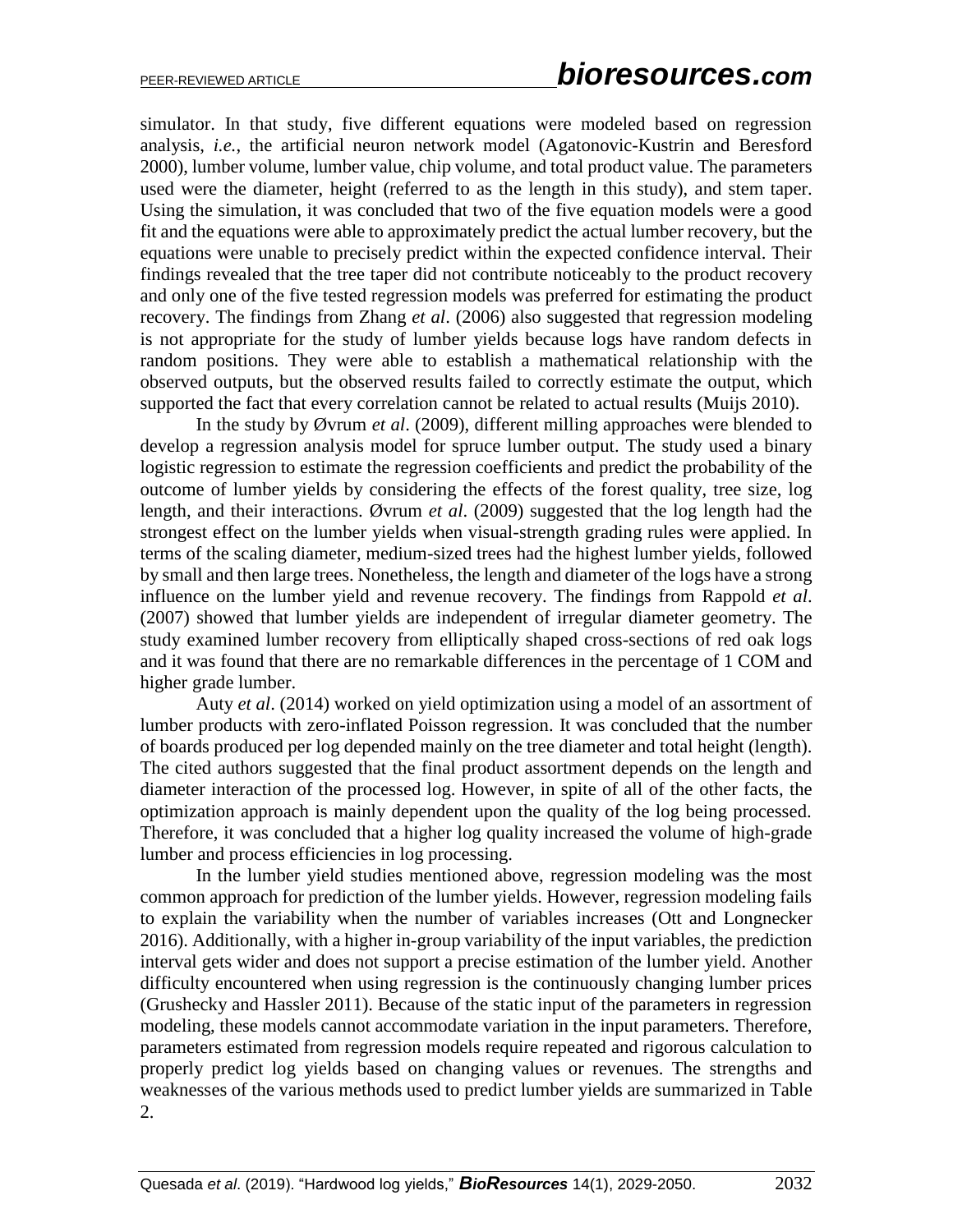simulator. In that study, five different equations were modeled based on regression analysis, *i.e.*, the artificial neuron network model (Agatonovic-Kustrin and Beresford 2000), lumber volume, lumber value, chip volume, and total product value. The parameters used were the diameter, height (referred to as the length in this study), and stem taper. Using the simulation, it was concluded that two of the five equation models were a good fit and the equations were able to approximately predict the actual lumber recovery, but the equations were unable to precisely predict within the expected confidence interval. Their findings revealed that the tree taper did not contribute noticeably to the product recovery and only one of the five tested regression models was preferred for estimating the product recovery. The findings from Zhang *et al*. (2006) also suggested that regression modeling is not appropriate for the study of lumber yields because logs have random defects in random positions. They were able to establish a mathematical relationship with the observed outputs, but the observed results failed to correctly estimate the output, which supported the fact that every correlation cannot be related to actual results (Muijs 2010).

In the study by Øvrum *et al*. (2009), different milling approaches were blended to develop a regression analysis model for spruce lumber output. The study used a binary logistic regression to estimate the regression coefficients and predict the probability of the outcome of lumber yields by considering the effects of the forest quality, tree size, log length, and their interactions. Øvrum *et al*. (2009) suggested that the log length had the strongest effect on the lumber yields when visual-strength grading rules were applied. In terms of the scaling diameter, medium-sized trees had the highest lumber yields, followed by small and then large trees. Nonetheless, the length and diameter of the logs have a strong influence on the lumber yield and revenue recovery. The findings from Rappold *et al*. (2007) showed that lumber yields are independent of irregular diameter geometry. The study examined lumber recovery from elliptically shaped cross-sections of red oak logs and it was found that there are no remarkable differences in the percentage of 1 COM and higher grade lumber.

Auty *et al*. (2014) worked on yield optimization using a model of an assortment of lumber products with zero-inflated Poisson regression. It was concluded that the number of boards produced per log depended mainly on the tree diameter and total height (length). The cited authors suggested that the final product assortment depends on the length and diameter interaction of the processed log. However, in spite of all of the other facts, the optimization approach is mainly dependent upon the quality of the log being processed. Therefore, it was concluded that a higher log quality increased the volume of high-grade lumber and process efficiencies in log processing.

In the lumber yield studies mentioned above, regression modeling was the most common approach for prediction of the lumber yields. However, regression modeling fails to explain the variability when the number of variables increases (Ott and Longnecker 2016). Additionally, with a higher in-group variability of the input variables, the prediction interval gets wider and does not support a precise estimation of the lumber yield. Another difficulty encountered when using regression is the continuously changing lumber prices (Grushecky and Hassler 2011). Because of the static input of the parameters in regression modeling, these models cannot accommodate variation in the input parameters. Therefore, parameters estimated from regression models require repeated and rigorous calculation to properly predict log yields based on changing values or revenues. The strengths and weaknesses of the various methods used to predict lumber yields are summarized in Table 2.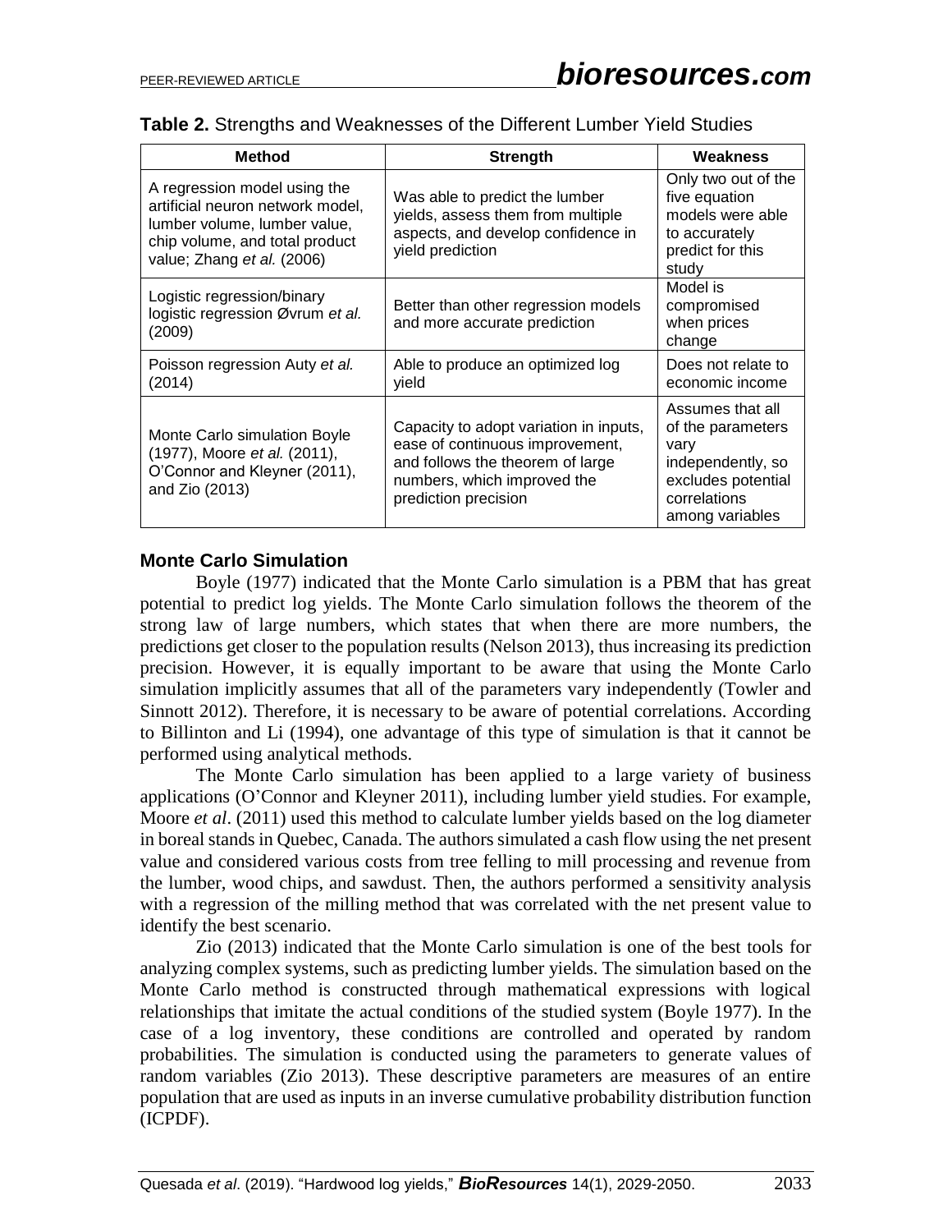**Table 2.** Strengths and Weaknesses of the Different Lumber Yield Studies

| Method | Strength | Weakness |
|---|---|---|
| A regression model using the artificial neuron network model, lumber volume, lumber value, chip volume, and total product value; Zhang *et al.* (2006) | Was able to predict the lumber yields, assess them from multiple aspects, and develop confidence in yield prediction | Only two out of the five equation models were able to accurately predict for this study |
| Logistic regression/binary logistic regression Øvrum *et al.* (2009) | Better than other regression models and more accurate prediction | Model is compromised when prices change |
| Poisson regression Auty *et al.* (2014) | Able to produce an optimized log yield | Does not relate to economic income |
| Monte Carlo simulation Boyle (1977), Moore *et al.* (2011), O'Connor and Kleyner (2011), and Zio (2013) | Capacity to adopt variation in inputs, ease of continuous improvement, and follows the theorem of large numbers, which improved the prediction precision | Assumes that all of the parameters vary independently, so excludes potential correlations among variables |

## Monte Carlo Simulation

Boyle (1977) indicated that the Monte Carlo simulation is a PBM that has great potential to predict log yields. The Monte Carlo simulation follows the theorem of the strong law of large numbers, which states that when there are more numbers, the predictions get closer to the population results (Nelson 2013), thus increasing its prediction precision. However, it is equally important to be aware that using the Monte Carlo simulation implicitly assumes that all of the parameters vary independently (Towler and Sinnott 2012). Therefore, it is necessary to be aware of potential correlations. According to Billinton and Li (1994), one advantage of this type of simulation is that it cannot be performed using analytical methods.

The Monte Carlo simulation has been applied to a large variety of business applications (O'Connor and Kleyner 2011), including lumber yield studies. For example, Moore *et al*. (2011) used this method to calculate lumber yields based on the log diameter in boreal stands in Quebec, Canada. The authors simulated a cash flow using the net present value and considered various costs from tree felling to mill processing and revenue from the lumber, wood chips, and sawdust. Then, the authors performed a sensitivity analysis with a regression of the milling method that was correlated with the net present value to identify the best scenario.

Zio (2013) indicated that the Monte Carlo simulation is one of the best tools for analyzing complex systems, such as predicting lumber yields. The simulation based on the Monte Carlo method is constructed through mathematical expressions with logical relationships that imitate the actual conditions of the studied system (Boyle 1977). In the case of a log inventory, these conditions are controlled and operated by random probabilities. The simulation is conducted using the parameters to generate values of random variables (Zio 2013). These descriptive parameters are measures of an entire population that are used as inputs in an inverse cumulative probability distribution function (ICPDF).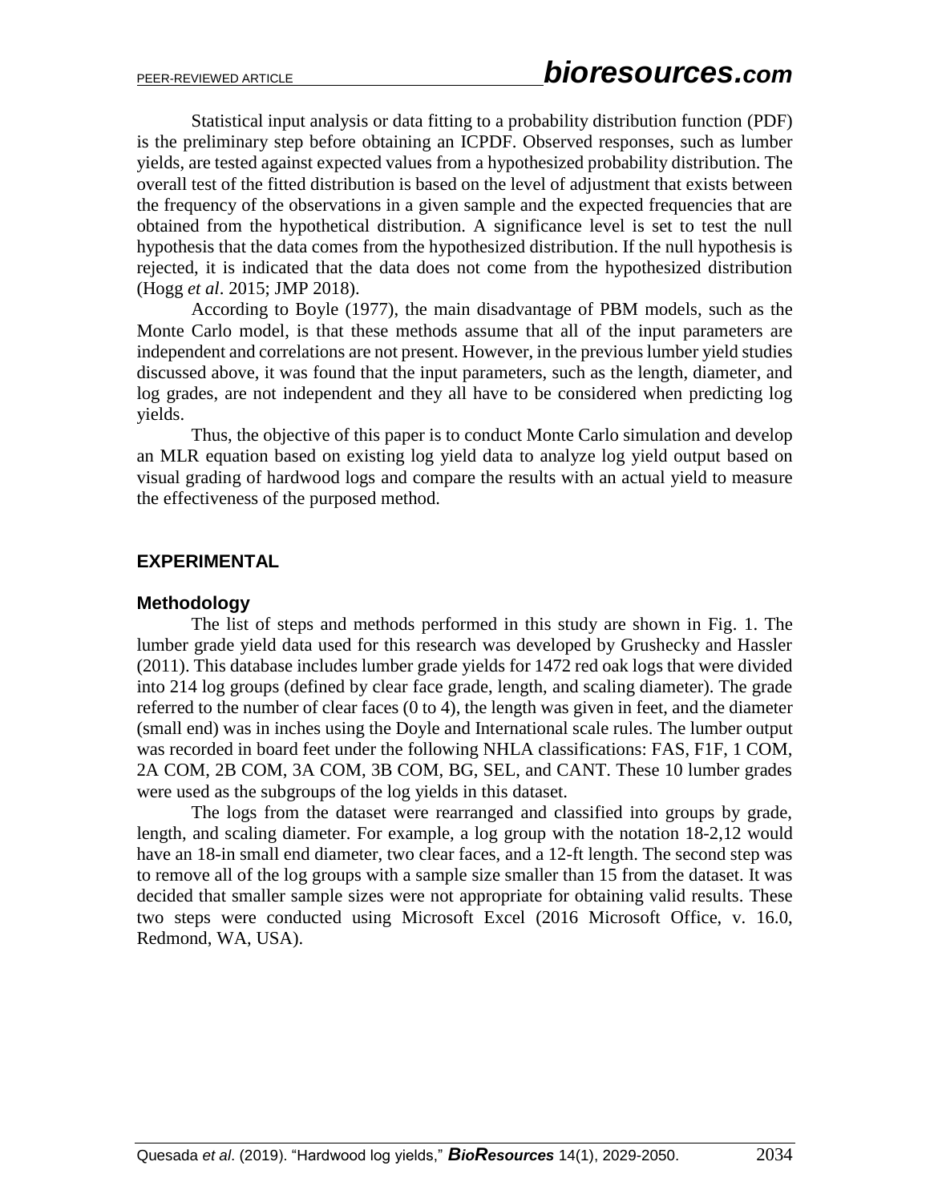Statistical input analysis or data fitting to a probability distribution function (PDF) is the preliminary step before obtaining an ICPDF. Observed responses, such as lumber yields, are tested against expected values from a hypothesized probability distribution. The overall test of the fitted distribution is based on the level of adjustment that exists between the frequency of the observations in a given sample and the expected frequencies that are obtained from the hypothetical distribution. A significance level is set to test the null hypothesis that the data comes from the hypothesized distribution. If the null hypothesis is rejected, it is indicated that the data does not come from the hypothesized distribution (Hogg *et al*. 2015; JMP 2018).

According to Boyle (1977), the main disadvantage of PBM models, such as the Monte Carlo model, is that these methods assume that all of the input parameters are independent and correlations are not present. However, in the previous lumber yield studies discussed above, it was found that the input parameters, such as the length, diameter, and log grades, are not independent and they all have to be considered when predicting log yields.

Thus, the objective of this paper is to conduct Monte Carlo simulation and develop an MLR equation based on existing log yield data to analyze log yield output based on visual grading of hardwood logs and compare the results with an actual yield to measure the effectiveness of the purposed method.

## EXPERIMENTAL

### Methodology

The list of steps and methods performed in this study are shown in Fig. 1. The lumber grade yield data used for this research was developed by Grushecky and Hassler (2011). This database includes lumber grade yields for 1472 red oak logs that were divided into 214 log groups (defined by clear face grade, length, and scaling diameter). The grade referred to the number of clear faces (0 to 4), the length was given in feet, and the diameter (small end) was in inches using the Doyle and International scale rules. The lumber output was recorded in board feet under the following NHLA classifications: FAS, F1F, 1 COM, 2A COM, 2B COM, 3A COM, 3B COM, BG, SEL, and CANT. These 10 lumber grades were used as the subgroups of the log yields in this dataset.

The logs from the dataset were rearranged and classified into groups by grade, length, and scaling diameter. For example, a log group with the notation 18-2,12 would have an 18-in small end diameter, two clear faces, and a 12-ft length. The second step was to remove all of the log groups with a sample size smaller than 15 from the dataset. It was decided that smaller sample sizes were not appropriate for obtaining valid results. These two steps were conducted using Microsoft Excel (2016 Microsoft Office, v. 16.0, Redmond, WA, USA).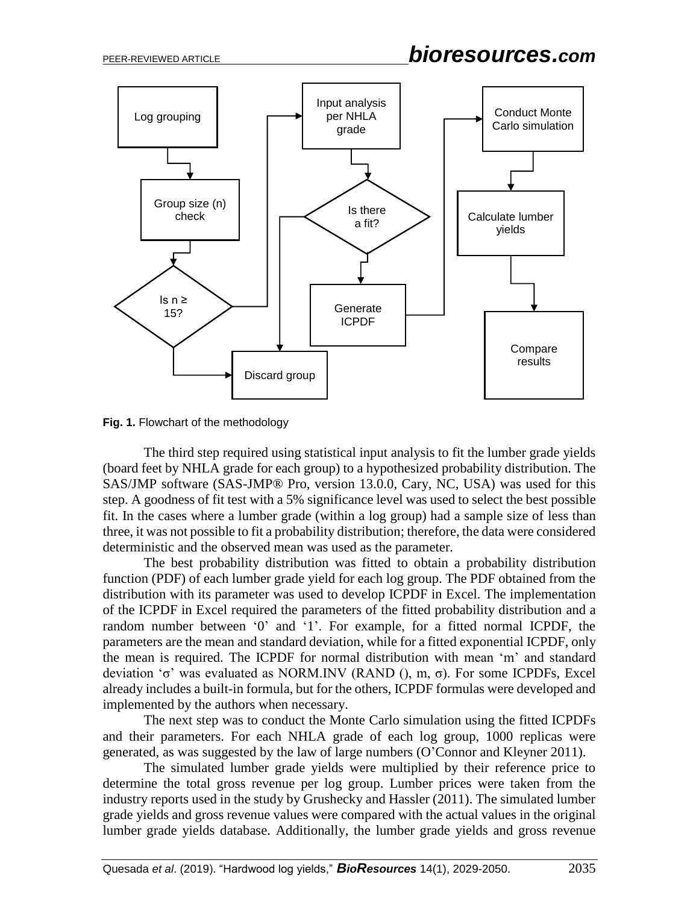Log grouping

Group size (n) check

Is n ≥ 15?

Discard group

Input analysis per NHLA grade

Is there a fit?

Generate ICPDF

Conduct Monte Carlo simulation

Calculate lumber yields

Compare results

**Fig. 1.** Flowchart of the methodology

The third step required using statistical input analysis to fit the lumber grade yields (board feet by NHLA grade for each group) to a hypothesized probability distribution. The SAS/JMP software (SAS-JMP® Pro, version 13.0.0, Cary, NC, USA) was used for this step. A goodness of fit test with a 5% significance level was used to select the best possible fit. In the cases where a lumber grade (within a log group) had a sample size of less than three, it was not possible to fit a probability distribution; therefore, the data were considered deterministic and the observed mean was used as the parameter.

The best probability distribution was fitted to obtain a probability distribution function (PDF) of each lumber grade yield for each log group. The PDF obtained from the distribution with its parameter was used to develop ICPDF in Excel. The implementation of the ICPDF in Excel required the parameters of the fitted probability distribution and a random number between '0' and '1'. For example, for a fitted normal ICPDF, the parameters are the mean and standard deviation, while for a fitted exponential ICPDF, only the mean is required. The ICPDF for normal distribution with mean 'm' and standard deviation 'σ' was evaluated as NORM.INV (RAND (), m, σ). For some ICPDFs, Excel already includes a built-in formula, but for the others, ICPDF formulas were developed and implemented by the authors when necessary.

The next step was to conduct the Monte Carlo simulation using the fitted ICPDFs and their parameters. For each NHLA grade of each log group, 1000 replicas were generated, as was suggested by the law of large numbers (O'Connor and Kleyner 2011).

The simulated lumber grade yields were multiplied by their reference price to determine the total gross revenue per log group. Lumber prices were taken from the industry reports used in the study by Grushecky and Hassler (2011). The simulated lumber grade yields and gross revenue values were compared with the actual values in the original lumber grade yields database. Additionally, the lumber grade yields and gross revenue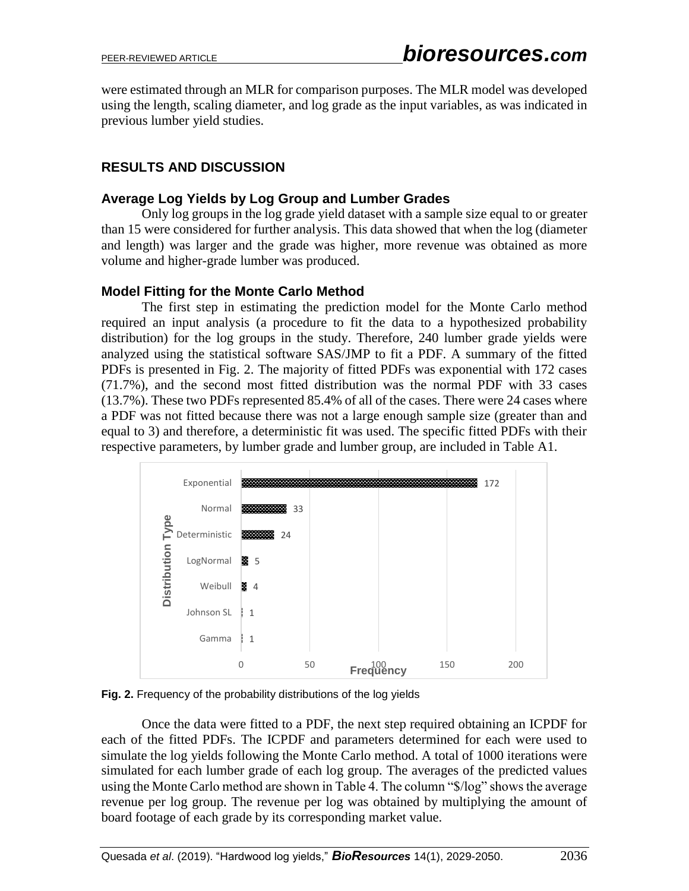were estimated through an MLR for comparison purposes. The MLR model was developed using the length, scaling diameter, and log grade as the input variables, as was indicated in previous lumber yield studies.

## RESULTS AND DISCUSSION

### Average Log Yields by Log Group and Lumber Grades

Only log groups in the log grade yield dataset with a sample size equal to or greater than 15 were considered for further analysis. This data showed that when the log (diameter and length) was larger and the grade was higher, more revenue was obtained as more volume and higher-grade lumber was produced.

### Model Fitting for the Monte Carlo Method

The first step in estimating the prediction model for the Monte Carlo method required an input analysis (a procedure to fit the data to a hypothesized probability distribution) for the log groups in the study. Therefore, 240 lumber grade yields were analyzed using the statistical software SAS/JMP to fit a PDF. A summary of the fitted PDFs is presented in Fig. 2. The majority of fitted PDFs was exponential with 172 cases (71.7%), and the second most fitted distribution was the normal PDF with 33 cases (13.7%). These two PDFs represented 85.4% of all of the cases. There were 24 cases where a PDF was not fitted because there was not a large enough sample size (greater than and equal to 3) and therefore, a deterministic fit was used. The specific fitted PDFs with their respective parameters, by lumber grade and lumber group, are included in Table A1.

Distribution Type
Exponential 172
Normal 33
Deterministic 24
LogNormal 5
Weibull 4
Johnson SL 1
Gamma 1
0 50 100 150 200
Frequency

**Fig. 2.** Frequency of the probability distributions of the log yields

Once the data were fitted to a PDF, the next step required obtaining an ICPDF for each of the fitted PDFs. The ICPDF and parameters determined for each were used to simulate the log yields following the Monte Carlo method. A total of 1000 iterations were simulated for each lumber grade of each log group. The averages of the predicted values using the Monte Carlo method are shown in Table 4. The column "$/log" shows the average revenue per log group. The revenue per log was obtained by multiplying the amount of board footage of each grade by its corresponding market value.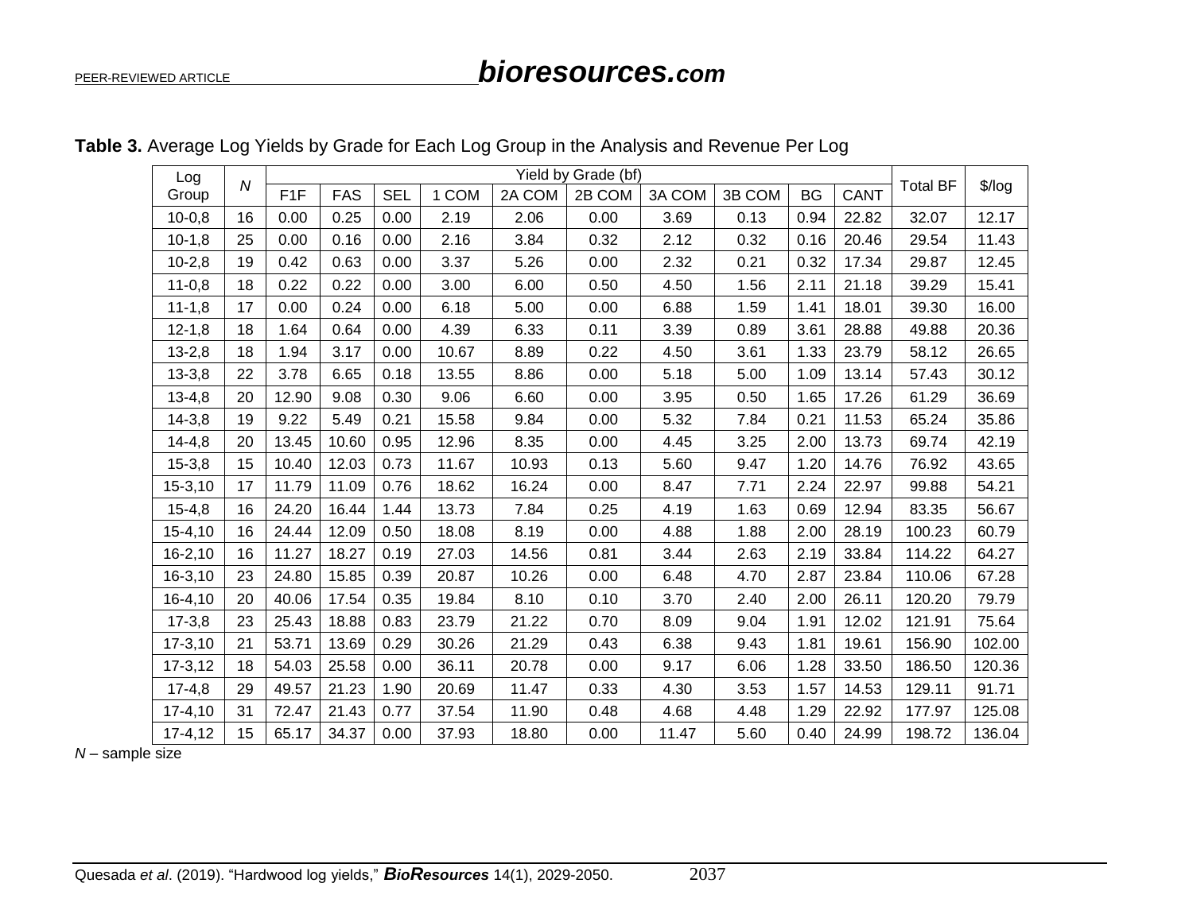**Table 3.** Average Log Yields by Grade for Each Log Group in the Analysis and Revenue Per Log

| Log Group | *N* | Yield by Grade (bf) | | | | | | | | | | Total BF | $/log |
|---|---|---|---|---|---|---|---|---|---|---|---|---|---|
| | | F1F | FAS | SEL | 1 COM | 2A COM | 2B COM | 3A COM | 3B COM | BG | CANT | | |
| 10-0,8 | 16 | 0.00 | 0.25 | 0.00 | 2.19 | 2.06 | 0.00 | 3.69 | 0.13 | 0.94 | 22.82 | 32.07 | 12.17 |
| 10-1,8 | 25 | 0.00 | 0.16 | 0.00 | 2.16 | 3.84 | 0.32 | 2.12 | 0.32 | 0.16 | 20.46 | 29.54 | 11.43 |
| 10-2,8 | 19 | 0.42 | 0.63 | 0.00 | 3.37 | 5.26 | 0.00 | 2.32 | 0.21 | 0.32 | 17.34 | 29.87 | 12.45 |
| 11-0,8 | 18 | 0.22 | 0.22 | 0.00 | 3.00 | 6.00 | 0.50 | 4.50 | 1.56 | 2.11 | 21.18 | 39.29 | 15.41 |
| 11-1,8 | 17 | 0.00 | 0.24 | 0.00 | 6.18 | 5.00 | 0.00 | 6.88 | 1.59 | 1.41 | 18.01 | 39.30 | 16.00 |
| 12-1,8 | 18 | 1.64 | 0.64 | 0.00 | 4.39 | 6.33 | 0.11 | 3.39 | 0.89 | 3.61 | 28.88 | 49.88 | 20.36 |
| 13-2,8 | 18 | 1.94 | 3.17 | 0.00 | 10.67 | 8.89 | 0.22 | 4.50 | 3.61 | 1.33 | 23.79 | 58.12 | 26.65 |
| 13-3,8 | 22 | 3.78 | 6.65 | 0.18 | 13.55 | 8.86 | 0.00 | 5.18 | 5.00 | 1.09 | 13.14 | 57.43 | 30.12 |
| 13-4,8 | 20 | 12.90 | 9.08 | 0.30 | 9.06 | 6.60 | 0.00 | 3.95 | 0.50 | 1.65 | 17.26 | 61.29 | 36.69 |
| 14-3,8 | 19 | 9.22 | 5.49 | 0.21 | 15.58 | 9.84 | 0.00 | 5.32 | 7.84 | 0.21 | 11.53 | 65.24 | 35.86 |
| 14-4,8 | 20 | 13.45 | 10.60 | 0.95 | 12.96 | 8.35 | 0.00 | 4.45 | 3.25 | 2.00 | 13.73 | 69.74 | 42.19 |
| 15-3,8 | 15 | 10.40 | 12.03 | 0.73 | 11.67 | 10.93 | 0.13 | 5.60 | 9.47 | 1.20 | 14.76 | 76.92 | 43.65 |
| 15-3,10 | 17 | 11.79 | 11.09 | 0.76 | 18.62 | 16.24 | 0.00 | 8.47 | 7.71 | 2.24 | 22.97 | 99.88 | 54.21 |
| 15-4,8 | 16 | 24.20 | 16.44 | 1.44 | 13.73 | 7.84 | 0.25 | 4.19 | 1.63 | 0.69 | 12.94 | 83.35 | 56.67 |
| 15-4,10 | 16 | 24.44 | 12.09 | 0.50 | 18.08 | 8.19 | 0.00 | 4.88 | 1.88 | 2.00 | 28.19 | 100.23 | 60.79 |
| 16-2,10 | 16 | 11.27 | 18.27 | 0.19 | 27.03 | 14.56 | 0.81 | 3.44 | 2.63 | 2.19 | 33.84 | 114.22 | 64.27 |
| 16-3,10 | 23 | 24.80 | 15.85 | 0.39 | 20.87 | 10.26 | 0.00 | 6.48 | 4.70 | 2.87 | 23.84 | 110.06 | 67.28 |
| 16-4,10 | 20 | 40.06 | 17.54 | 0.35 | 19.84 | 8.10 | 0.10 | 3.70 | 2.40 | 2.00 | 26.11 | 120.20 | 79.79 |
| 17-3,8 | 23 | 25.43 | 18.88 | 0.83 | 23.79 | 21.22 | 0.70 | 8.09 | 9.04 | 1.91 | 12.02 | 121.91 | 75.64 |
| 17-3,10 | 21 | 53.71 | 13.69 | 0.29 | 30.26 | 21.29 | 0.43 | 6.38 | 9.43 | 1.81 | 19.61 | 156.90 | 102.00 |
| 17-3,12 | 18 | 54.03 | 25.58 | 0.00 | 36.11 | 20.78 | 0.00 | 9.17 | 6.06 | 1.28 | 33.50 | 186.50 | 120.36 |
| 17-4,8 | 29 | 49.57 | 21.23 | 1.90 | 20.69 | 11.47 | 0.33 | 4.30 | 3.53 | 1.57 | 14.53 | 129.11 | 91.71 |
| 17-4,10 | 31 | 72.47 | 21.43 | 0.77 | 37.54 | 11.90 | 0.48 | 4.68 | 4.48 | 1.29 | 22.92 | 177.97 | 125.08 |
| 17-4,12 | 15 | 65.17 | 34.37 | 0.00 | 37.93 | 18.80 | 0.00 | 11.47 | 5.60 | 0.40 | 24.99 | 198.72 | 136.04 |

*N* – sample size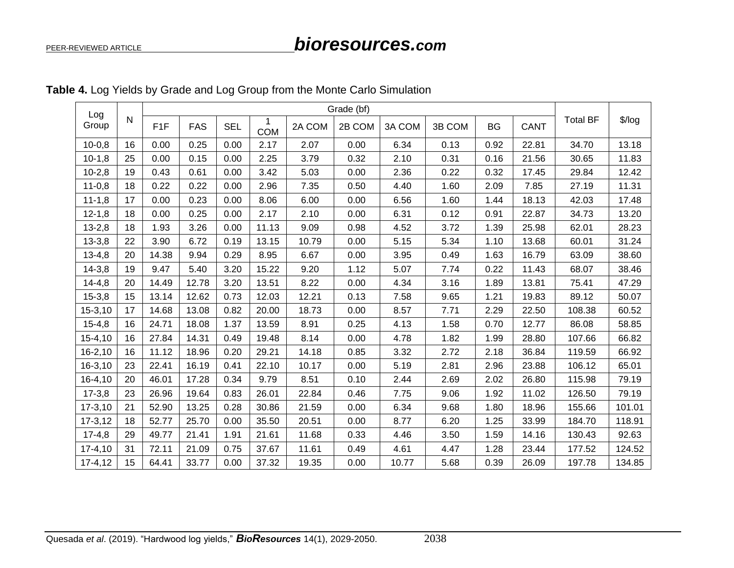**Table 4.** Log Yields by Grade and Log Group from the Monte Carlo Simulation

| Log Group | N | Grade (bf) | | | | | | | | | | Total BF | $/log |
|---|---|---|---|---|---|---|---|---|---|---|---|---|---|
| | | F1F | FAS | SEL | 1 COM | 2A COM | 2B COM | 3A COM | 3B COM | BG | CANT | | |
| 10-0,8 | 16 | 0.00 | 0.25 | 0.00 | 2.17 | 2.07 | 0.00 | 6.34 | 0.13 | 0.92 | 22.81 | 34.70 | 13.18 |
| 10-1,8 | 25 | 0.00 | 0.15 | 0.00 | 2.25 | 3.79 | 0.32 | 2.10 | 0.31 | 0.16 | 21.56 | 30.65 | 11.83 |
| 10-2,8 | 19 | 0.43 | 0.61 | 0.00 | 3.42 | 5.03 | 0.00 | 2.36 | 0.22 | 0.32 | 17.45 | 29.84 | 12.42 |
| 11-0,8 | 18 | 0.22 | 0.22 | 0.00 | 2.96 | 7.35 | 0.50 | 4.40 | 1.60 | 2.09 | 7.85 | 27.19 | 11.31 |
| 11-1,8 | 17 | 0.00 | 0.23 | 0.00 | 8.06 | 6.00 | 0.00 | 6.56 | 1.60 | 1.44 | 18.13 | 42.03 | 17.48 |
| 12-1,8 | 18 | 0.00 | 0.25 | 0.00 | 2.17 | 2.10 | 0.00 | 6.31 | 0.12 | 0.91 | 22.87 | 34.73 | 13.20 |
| 13-2,8 | 18 | 1.93 | 3.26 | 0.00 | 11.13 | 9.09 | 0.98 | 4.52 | 3.72 | 1.39 | 25.98 | 62.01 | 28.23 |
| 13-3,8 | 22 | 3.90 | 6.72 | 0.19 | 13.15 | 10.79 | 0.00 | 5.15 | 5.34 | 1.10 | 13.68 | 60.01 | 31.24 |
| 13-4,8 | 20 | 14.38 | 9.94 | 0.29 | 8.95 | 6.67 | 0.00 | 3.95 | 0.49 | 1.63 | 16.79 | 63.09 | 38.60 |
| 14-3,8 | 19 | 9.47 | 5.40 | 3.20 | 15.22 | 9.20 | 1.12 | 5.07 | 7.74 | 0.22 | 11.43 | 68.07 | 38.46 |
| 14-4,8 | 20 | 14.49 | 12.78 | 3.20 | 13.51 | 8.22 | 0.00 | 4.34 | 3.16 | 1.89 | 13.81 | 75.41 | 47.29 |
| 15-3,8 | 15 | 13.14 | 12.62 | 0.73 | 12.03 | 12.21 | 0.13 | 7.58 | 9.65 | 1.21 | 19.83 | 89.12 | 50.07 |
| 15-3,10 | 17 | 14.68 | 13.08 | 0.82 | 20.00 | 18.73 | 0.00 | 8.57 | 7.71 | 2.29 | 22.50 | 108.38 | 60.52 |
| 15-4,8 | 16 | 24.71 | 18.08 | 1.37 | 13.59 | 8.91 | 0.25 | 4.13 | 1.58 | 0.70 | 12.77 | 86.08 | 58.85 |
| 15-4,10 | 16 | 27.84 | 14.31 | 0.49 | 19.48 | 8.14 | 0.00 | 4.78 | 1.82 | 1.99 | 28.80 | 107.66 | 66.82 |
| 16-2,10 | 16 | 11.12 | 18.96 | 0.20 | 29.21 | 14.18 | 0.85 | 3.32 | 2.72 | 2.18 | 36.84 | 119.59 | 66.92 |
| 16-3,10 | 23 | 22.41 | 16.19 | 0.41 | 22.10 | 10.17 | 0.00 | 5.19 | 2.81 | 2.96 | 23.88 | 106.12 | 65.01 |
| 16-4,10 | 20 | 46.01 | 17.28 | 0.34 | 9.79 | 8.51 | 0.10 | 2.44 | 2.69 | 2.02 | 26.80 | 115.98 | 79.19 |
| 17-3,8 | 23 | 26.96 | 19.64 | 0.83 | 26.01 | 22.84 | 0.46 | 7.75 | 9.06 | 1.92 | 11.02 | 126.50 | 79.19 |
| 17-3,10 | 21 | 52.90 | 13.25 | 0.28 | 30.86 | 21.59 | 0.00 | 6.34 | 9.68 | 1.80 | 18.96 | 155.66 | 101.01 |
| 17-3,12 | 18 | 52.77 | 25.70 | 0.00 | 35.50 | 20.51 | 0.00 | 8.77 | 6.20 | 1.25 | 33.99 | 184.70 | 118.91 |
| 17-4,8 | 29 | 49.77 | 21.41 | 1.91 | 21.61 | 11.68 | 0.33 | 4.46 | 3.50 | 1.59 | 14.16 | 130.43 | 92.63 |
| 17-4,10 | 31 | 72.11 | 21.09 | 0.75 | 37.67 | 11.61 | 0.49 | 4.61 | 4.47 | 1.28 | 23.44 | 177.52 | 124.52 |
| 17-4,12 | 15 | 64.41 | 33.77 | 0.00 | 37.32 | 19.35 | 0.00 | 10.77 | 5.68 | 0.39 | 26.09 | 197.78 | 134.85 |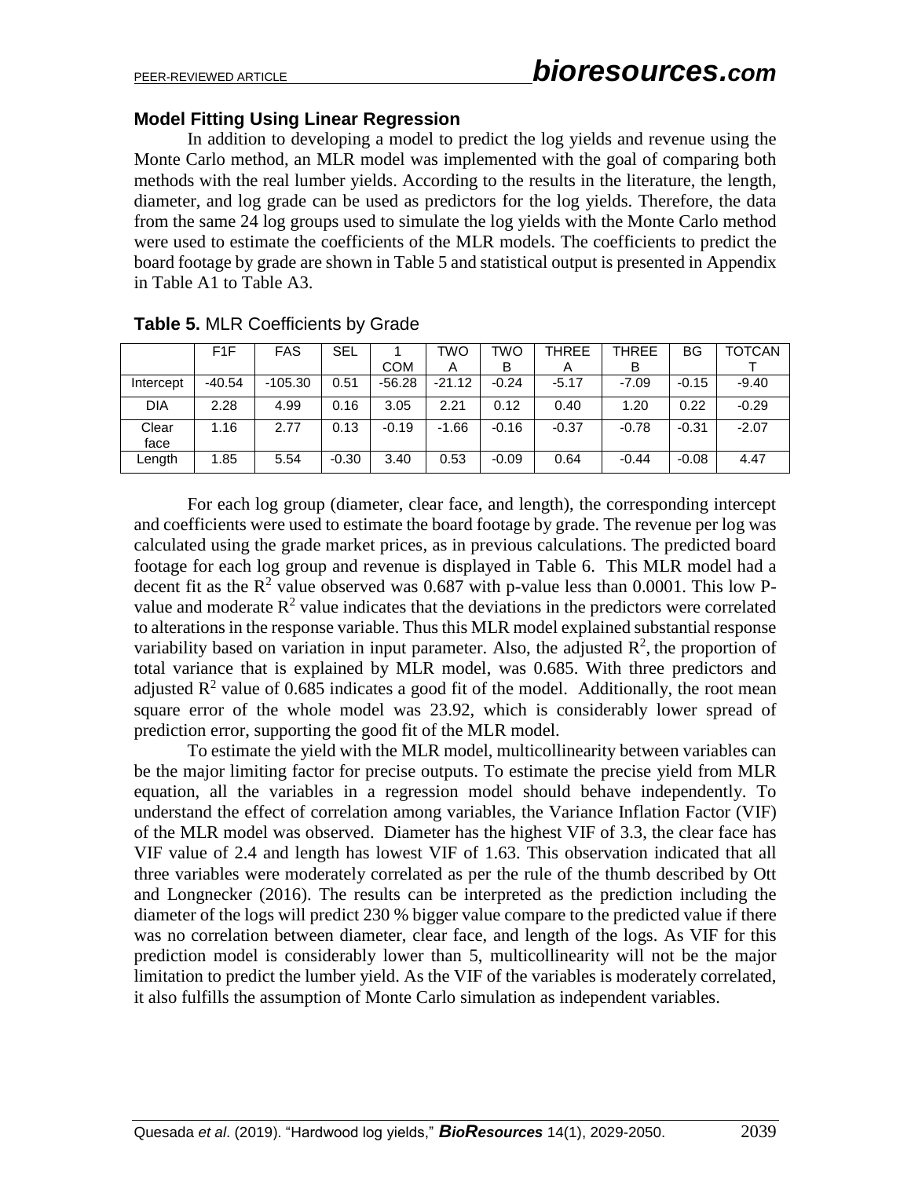### Model Fitting Using Linear Regression

In addition to developing a model to predict the log yields and revenue using the Monte Carlo method, an MLR model was implemented with the goal of comparing both methods with the real lumber yields. According to the results in the literature, the length, diameter, and log grade can be used as predictors for the log yields. Therefore, the data from the same 24 log groups used to simulate the log yields with the Monte Carlo method were used to estimate the coefficients of the MLR models. The coefficients to predict the board footage by grade are shown in Table 5 and statistical output is presented in Appendix in Table A1 to Table A3.

**Table 5.** MLR Coefficients by Grade

| | F1F | FAS | SEL | 1 COM | TWO A | TWO B | THREE A | THREE B | BG | TOTCANT |
|---|---|---|---|---|---|---|---|---|---|---|
| Intercept | -40.54 | -105.30 | 0.51 | -56.28 | -21.12 | -0.24 | -5.17 | -7.09 | -0.15 | -9.40 |
| DIA | 2.28 | 4.99 | 0.16 | 3.05 | 2.21 | 0.12 | 0.40 | 1.20 | 0.22 | -0.29 |
| Clear face | 1.16 | 2.77 | 0.13 | -0.19 | -1.66 | -0.16 | -0.37 | -0.78 | -0.31 | -2.07 |
| Length | 1.85 | 5.54 | -0.30 | 3.40 | 0.53 | -0.09 | 0.64 | -0.44 | -0.08 | 4.47 |

For each log group (diameter, clear face, and length), the corresponding intercept and coefficients were used to estimate the board footage by grade. The revenue per log was calculated using the grade market prices, as in previous calculations. The predicted board footage for each log group and revenue is displayed in Table 6. This MLR model had a decent fit as the $R^2$ value observed was 0.687 with p-value less than 0.0001. This low P-value and moderate $R^2$ value indicates that the deviations in the predictors were correlated to alterations in the response variable. Thus this MLR model explained substantial response variability based on variation in input parameter. Also, the adjusted $R^2$, the proportion of total variance that is explained by MLR model, was 0.685. With three predictors and adjusted $R^2$ value of 0.685 indicates a good fit of the model. Additionally, the root mean square error of the whole model was 23.92, which is considerably lower spread of prediction error, supporting the good fit of the MLR model.

To estimate the yield with the MLR model, multicollinearity between variables can be the major limiting factor for precise outputs. To estimate the precise yield from MLR equation, all the variables in a regression model should behave independently. To understand the effect of correlation among variables, the Variance Inflation Factor (VIF) of the MLR model was observed. Diameter has the highest VIF of 3.3, the clear face has VIF value of 2.4 and length has lowest VIF of 1.63. This observation indicated that all three variables were moderately correlated as per the rule of the thumb described by Ott and Longnecker (2016). The results can be interpreted as the prediction including the diameter of the logs will predict 230 % bigger value compare to the predicted value if there was no correlation between diameter, clear face, and length of the logs. As VIF for this prediction model is considerably lower than 5, multicollinearity will not be the major limitation to predict the lumber yield. As the VIF of the variables is moderately correlated, it also fulfills the assumption of Monte Carlo simulation as independent variables.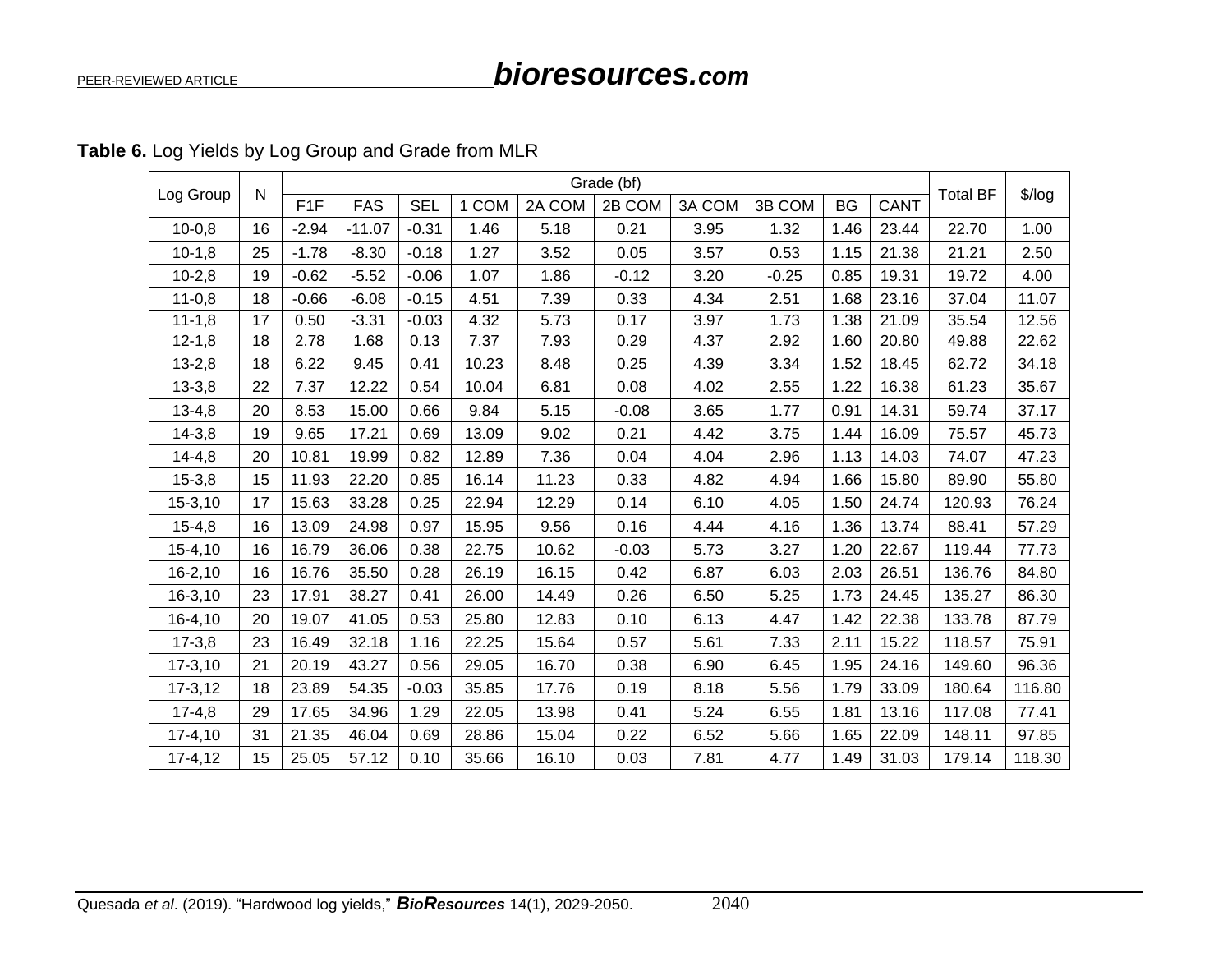**Table 6.** Log Yields by Log Group and Grade from MLR

| Log Group | N | Grade (bf) | | | | | | | | | | Total BF | $/log |
|---|---|---|---|---|---|---|---|---|---|---|---|---|---|
| | | F1F | FAS | SEL | 1 COM | 2A COM | 2B COM | 3A COM | 3B COM | BG | CANT | | |
| 10-0,8 | 16 | -2.94 | -11.07 | -0.31 | 1.46 | 5.18 | 0.21 | 3.95 | 1.32 | 1.46 | 23.44 | 22.70 | 1.00 |
| 10-1,8 | 25 | -1.78 | -8.30 | -0.18 | 1.27 | 3.52 | 0.05 | 3.57 | 0.53 | 1.15 | 21.38 | 21.21 | 2.50 |
| 10-2,8 | 19 | -0.62 | -5.52 | -0.06 | 1.07 | 1.86 | -0.12 | 3.20 | -0.25 | 0.85 | 19.31 | 19.72 | 4.00 |
| 11-0,8 | 18 | -0.66 | -6.08 | -0.15 | 4.51 | 7.39 | 0.33 | 4.34 | 2.51 | 1.68 | 23.16 | 37.04 | 11.07 |
| 11-1,8 | 17 | 0.50 | -3.31 | -0.03 | 4.32 | 5.73 | 0.17 | 3.97 | 1.73 | 1.38 | 21.09 | 35.54 | 12.56 |
| 12-1,8 | 18 | 2.78 | 1.68 | 0.13 | 7.37 | 7.93 | 0.29 | 4.37 | 2.92 | 1.60 | 20.80 | 49.88 | 22.62 |
| 13-2,8 | 18 | 6.22 | 9.45 | 0.41 | 10.23 | 8.48 | 0.25 | 4.39 | 3.34 | 1.52 | 18.45 | 62.72 | 34.18 |
| 13-3,8 | 22 | 7.37 | 12.22 | 0.54 | 10.04 | 6.81 | 0.08 | 4.02 | 2.55 | 1.22 | 16.38 | 61.23 | 35.67 |
| 13-4,8 | 20 | 8.53 | 15.00 | 0.66 | 9.84 | 5.15 | -0.08 | 3.65 | 1.77 | 0.91 | 14.31 | 59.74 | 37.17 |
| 14-3,8 | 19 | 9.65 | 17.21 | 0.69 | 13.09 | 9.02 | 0.21 | 4.42 | 3.75 | 1.44 | 16.09 | 75.57 | 45.73 |
| 14-4,8 | 20 | 10.81 | 19.99 | 0.82 | 12.89 | 7.36 | 0.04 | 4.04 | 2.96 | 1.13 | 14.03 | 74.07 | 47.23 |
| 15-3,8 | 15 | 11.93 | 22.20 | 0.85 | 16.14 | 11.23 | 0.33 | 4.82 | 4.94 | 1.66 | 15.80 | 89.90 | 55.80 |
| 15-3,10 | 17 | 15.63 | 33.28 | 0.25 | 22.94 | 12.29 | 0.14 | 6.10 | 4.05 | 1.50 | 24.74 | 120.93 | 76.24 |
| 15-4,8 | 16 | 13.09 | 24.98 | 0.97 | 15.95 | 9.56 | 0.16 | 4.44 | 4.16 | 1.36 | 13.74 | 88.41 | 57.29 |
| 15-4,10 | 16 | 16.79 | 36.06 | 0.38 | 22.75 | 10.62 | -0.03 | 5.73 | 3.27 | 1.20 | 22.67 | 119.44 | 77.73 |
| 16-2,10 | 16 | 16.76 | 35.50 | 0.28 | 26.19 | 16.15 | 0.42 | 6.87 | 6.03 | 2.03 | 26.51 | 136.76 | 84.80 |
| 16-3,10 | 23 | 17.91 | 38.27 | 0.41 | 26.00 | 14.49 | 0.26 | 6.50 | 5.25 | 1.73 | 24.45 | 135.27 | 86.30 |
| 16-4,10 | 20 | 19.07 | 41.05 | 0.53 | 25.80 | 12.83 | 0.10 | 6.13 | 4.47 | 1.42 | 22.38 | 133.78 | 87.79 |
| 17-3,8 | 23 | 16.49 | 32.18 | 1.16 | 22.25 | 15.64 | 0.57 | 5.61 | 7.33 | 2.11 | 15.22 | 118.57 | 75.91 |
| 17-3,10 | 21 | 20.19 | 43.27 | 0.56 | 29.05 | 16.70 | 0.38 | 6.90 | 6.45 | 1.95 | 24.16 | 149.60 | 96.36 |
| 17-3,12 | 18 | 23.89 | 54.35 | -0.03 | 35.85 | 17.76 | 0.19 | 8.18 | 5.56 | 1.79 | 33.09 | 180.64 | 116.80 |
| 17-4,8 | 29 | 17.65 | 34.96 | 1.29 | 22.05 | 13.98 | 0.41 | 5.24 | 6.55 | 1.81 | 13.16 | 117.08 | 77.41 |
| 17-4,10 | 31 | 21.35 | 46.04 | 0.69 | 28.86 | 15.04 | 0.22 | 6.52 | 5.66 | 1.65 | 22.09 | 148.11 | 97.85 |
| 17-4,12 | 15 | 25.05 | 57.12 | 0.10 | 35.66 | 16.10 | 0.03 | 7.81 | 4.77 | 1.49 | 31.03 | 179.14 | 118.30 |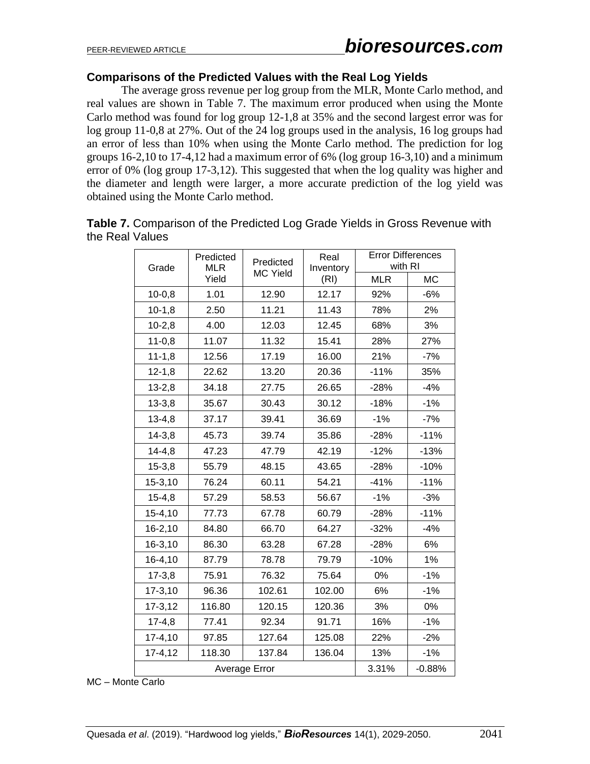### Comparisons of the Predicted Values with the Real Log Yields

The average gross revenue per log group from the MLR, Monte Carlo method, and real values are shown in Table 7. The maximum error produced when using the Monte Carlo method was found for log group 12-1,8 at 35% and the second largest error was for log group 11-0,8 at 27%. Out of the 24 log groups used in the analysis, 16 log groups had an error of less than 10% when using the Monte Carlo method. The prediction for log groups 16-2,10 to 17-4,12 had a maximum error of 6% (log group 16-3,10) and a minimum error of 0% (log group 17-3,12). This suggested that when the log quality was higher and the diameter and length were larger, a more accurate prediction of the log yield was obtained using the Monte Carlo method.

**Table 7.** Comparison of the Predicted Log Grade Yields in Gross Revenue with the Real Values

| Grade | Predicted MLR Yield | Predicted MC Yield | Real Inventory (RI) | Error Differences with RI | |
|---|---|---|---|---|---|
| | | | | MLR | MC |
| 10-0,8 | 1.01 | 12.90 | 12.17 | 92% | -6% |
| 10-1,8 | 2.50 | 11.21 | 11.43 | 78% | 2% |
| 10-2,8 | 4.00 | 12.03 | 12.45 | 68% | 3% |
| 11-0,8 | 11.07 | 11.32 | 15.41 | 28% | 27% |
| 11-1,8 | 12.56 | 17.19 | 16.00 | 21% | -7% |
| 12-1,8 | 22.62 | 13.20 | 20.36 | -11% | 35% |
| 13-2,8 | 34.18 | 27.75 | 26.65 | -28% | -4% |
| 13-3,8 | 35.67 | 30.43 | 30.12 | -18% | -1% |
| 13-4,8 | 37.17 | 39.41 | 36.69 | -1% | -7% |
| 14-3,8 | 45.73 | 39.74 | 35.86 | -28% | -11% |
| 14-4,8 | 47.23 | 47.79 | 42.19 | -12% | -13% |
| 15-3,8 | 55.79 | 48.15 | 43.65 | -28% | -10% |
| 15-3,10 | 76.24 | 60.11 | 54.21 | -41% | -11% |
| 15-4,8 | 57.29 | 58.53 | 56.67 | -1% | -3% |
| 15-4,10 | 77.73 | 67.78 | 60.79 | -28% | -11% |
| 16-2,10 | 84.80 | 66.70 | 64.27 | -32% | -4% |
| 16-3,10 | 86.30 | 63.28 | 67.28 | -28% | 6% |
| 16-4,10 | 87.79 | 78.78 | 79.79 | -10% | 1% |
| 17-3,8 | 75.91 | 76.32 | 75.64 | 0% | -1% |
| 17-3,10 | 96.36 | 102.61 | 102.00 | 6% | -1% |
| 17-3,12 | 116.80 | 120.15 | 120.36 | 3% | 0% |
| 17-4,8 | 77.41 | 92.34 | 91.71 | 16% | -1% |
| 17-4,10 | 97.85 | 127.64 | 125.08 | 22% | -2% |
| 17-4,12 | 118.30 | 137.84 | 136.04 | 13% | -1% |
| Average Error | | | | 3.31% | -0.88% |

MC – Monte Carlo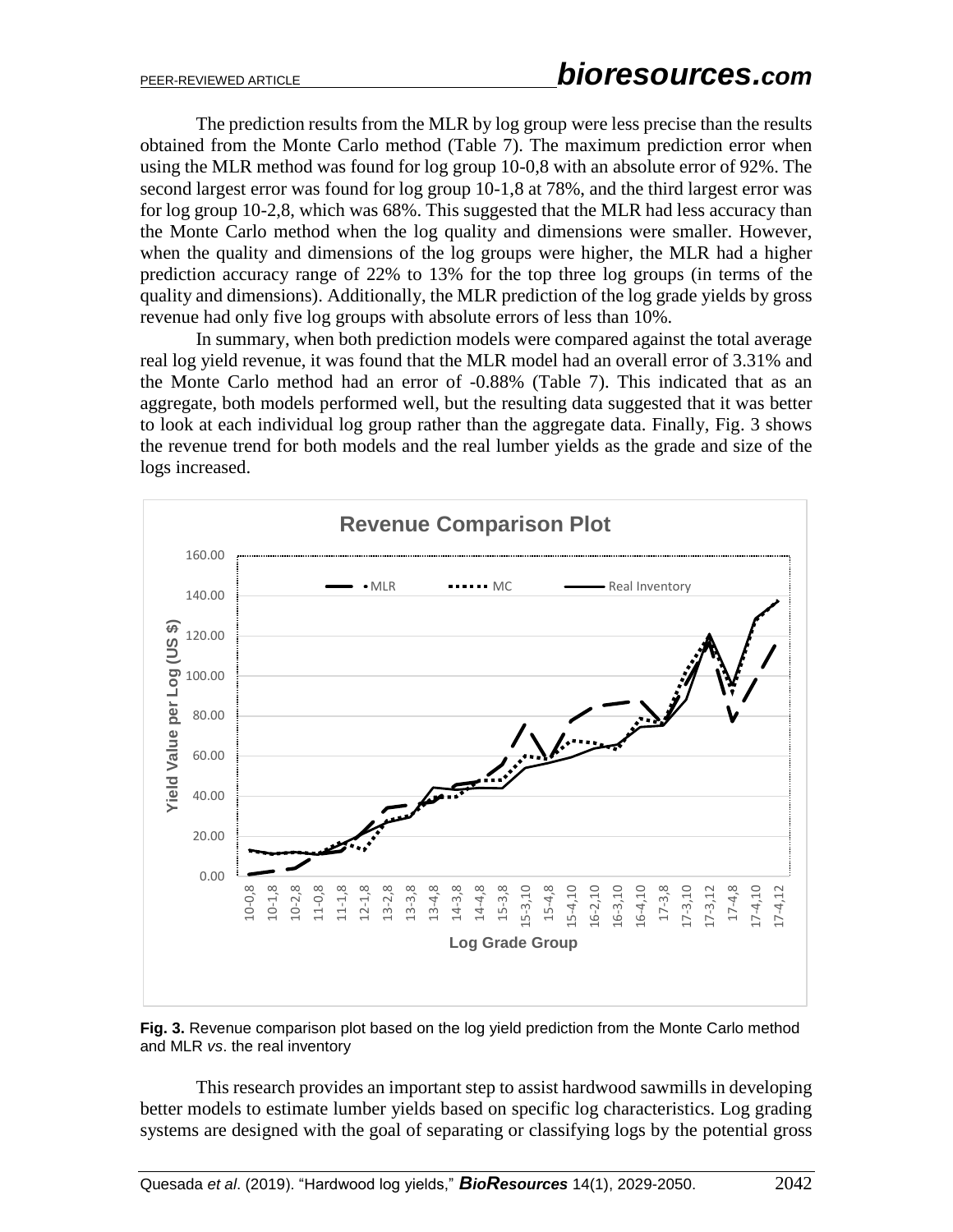The prediction results from the MLR by log group were less precise than the results obtained from the Monte Carlo method (Table 7). The maximum prediction error when using the MLR method was found for log group 10-0,8 with an absolute error of 92%. The second largest error was found for log group 10-1,8 at 78%, and the third largest error was for log group 10-2,8, which was 68%. This suggested that the MLR had less accuracy than the Monte Carlo method when the log quality and dimensions were smaller. However, when the quality and dimensions of the log groups were higher, the MLR had a higher prediction accuracy range of 22% to 13% for the top three log groups (in terms of the quality and dimensions). Additionally, the MLR prediction of the log grade yields by gross revenue had only five log groups with absolute errors of less than 10%.

In summary, when both prediction models were compared against the total average real log yield revenue, it was found that the MLR model had an overall error of 3.31% and the Monte Carlo method had an error of -0.88% (Table 7). This indicated that as an aggregate, both models performed well, but the resulting data suggested that it was better to look at each individual log group rather than the aggregate data. Finally, Fig. 3 shows the revenue trend for both models and the real lumber yields as the grade and size of the logs increased.

Revenue Comparison Plot

MLR
MC
Real Inventory

Yield Value per Log (US $)

0.00
20.00
40.00
60.00
80.00
100.00
120.00
140.00
160.00

10-0,8
10-1,8
10-2,8
11-0,8
11-1,8
12-1,8
13-2,8
13-3,8
13-4,8
14-3,8
14-4,8
15-3,8
15-3,10
15-4,8
15-4,10
16-2,10
16-3,10
16-4,10
17-3,8
17-3,10
17-3,12
17-4,8
17-4,10
17-4,12

Log Grade Group

**Fig. 3.** Revenue comparison plot based on the log yield prediction from the Monte Carlo method and MLR *vs*. the real inventory

This research provides an important step to assist hardwood sawmills in developing better models to estimate lumber yields based on specific log characteristics. Log grading systems are designed with the goal of separating or classifying logs by the potential gross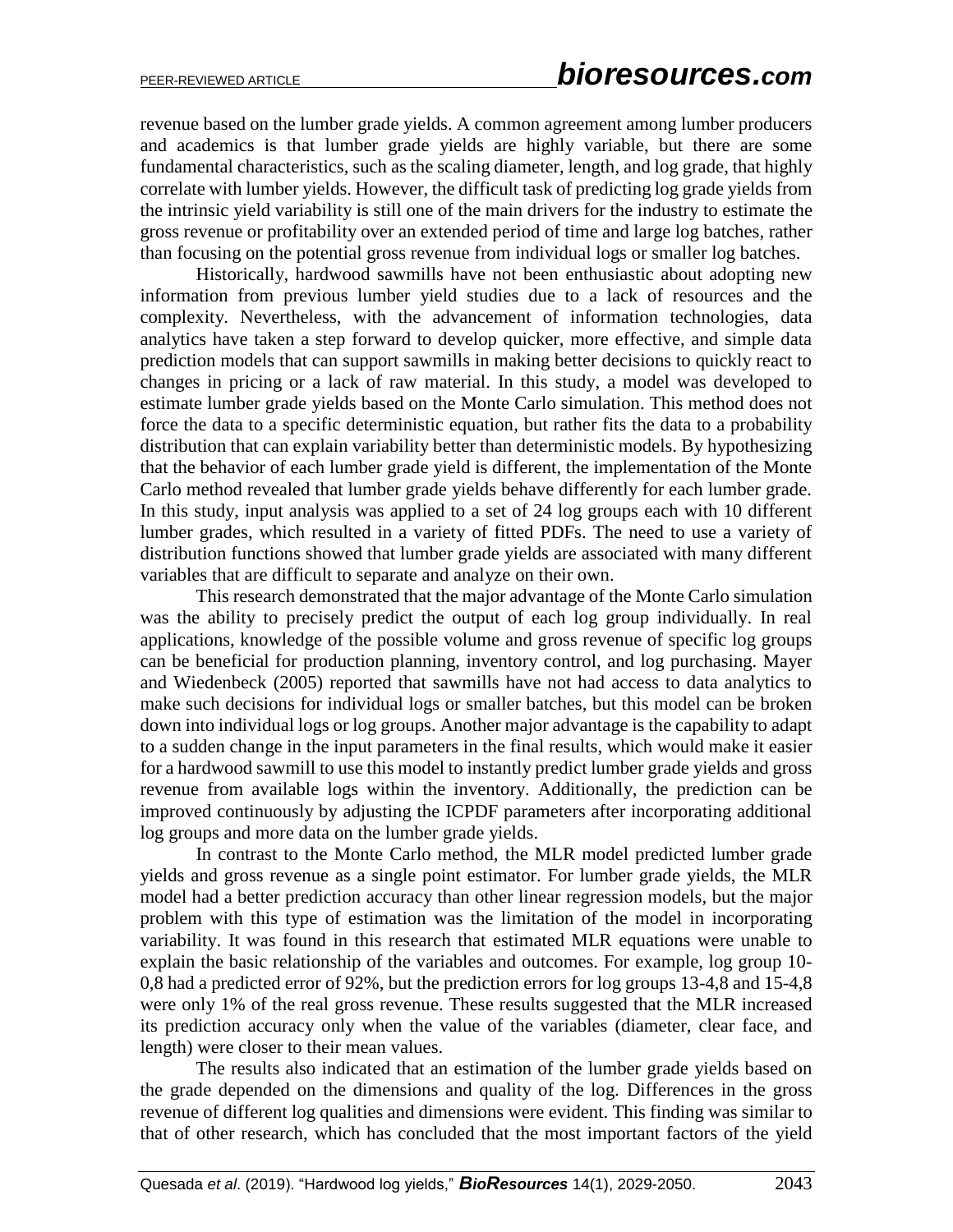revenue based on the lumber grade yields. A common agreement among lumber producers and academics is that lumber grade yields are highly variable, but there are some fundamental characteristics, such as the scaling diameter, length, and log grade, that highly correlate with lumber yields. However, the difficult task of predicting log grade yields from the intrinsic yield variability is still one of the main drivers for the industry to estimate the gross revenue or profitability over an extended period of time and large log batches, rather than focusing on the potential gross revenue from individual logs or smaller log batches.

Historically, hardwood sawmills have not been enthusiastic about adopting new information from previous lumber yield studies due to a lack of resources and the complexity. Nevertheless, with the advancement of information technologies, data analytics have taken a step forward to develop quicker, more effective, and simple data prediction models that can support sawmills in making better decisions to quickly react to changes in pricing or a lack of raw material. In this study, a model was developed to estimate lumber grade yields based on the Monte Carlo simulation. This method does not force the data to a specific deterministic equation, but rather fits the data to a probability distribution that can explain variability better than deterministic models. By hypothesizing that the behavior of each lumber grade yield is different, the implementation of the Monte Carlo method revealed that lumber grade yields behave differently for each lumber grade. In this study, input analysis was applied to a set of 24 log groups each with 10 different lumber grades, which resulted in a variety of fitted PDFs. The need to use a variety of distribution functions showed that lumber grade yields are associated with many different variables that are difficult to separate and analyze on their own.

This research demonstrated that the major advantage of the Monte Carlo simulation was the ability to precisely predict the output of each log group individually. In real applications, knowledge of the possible volume and gross revenue of specific log groups can be beneficial for production planning, inventory control, and log purchasing. Mayer and Wiedenbeck (2005) reported that sawmills have not had access to data analytics to make such decisions for individual logs or smaller batches, but this model can be broken down into individual logs or log groups. Another major advantage is the capability to adapt to a sudden change in the input parameters in the final results, which would make it easier for a hardwood sawmill to use this model to instantly predict lumber grade yields and gross revenue from available logs within the inventory. Additionally, the prediction can be improved continuously by adjusting the ICPDF parameters after incorporating additional log groups and more data on the lumber grade yields.

In contrast to the Monte Carlo method, the MLR model predicted lumber grade yields and gross revenue as a single point estimator. For lumber grade yields, the MLR model had a better prediction accuracy than other linear regression models, but the major problem with this type of estimation was the limitation of the model in incorporating variability. It was found in this research that estimated MLR equations were unable to explain the basic relationship of the variables and outcomes. For example, log group 10-0,8 had a predicted error of 92%, but the prediction errors for log groups 13-4,8 and 15-4,8 were only 1% of the real gross revenue. These results suggested that the MLR increased its prediction accuracy only when the value of the variables (diameter, clear face, and length) were closer to their mean values.

The results also indicated that an estimation of the lumber grade yields based on the grade depended on the dimensions and quality of the log. Differences in the gross revenue of different log qualities and dimensions were evident. This finding was similar to that of other research, which has concluded that the most important factors of the yield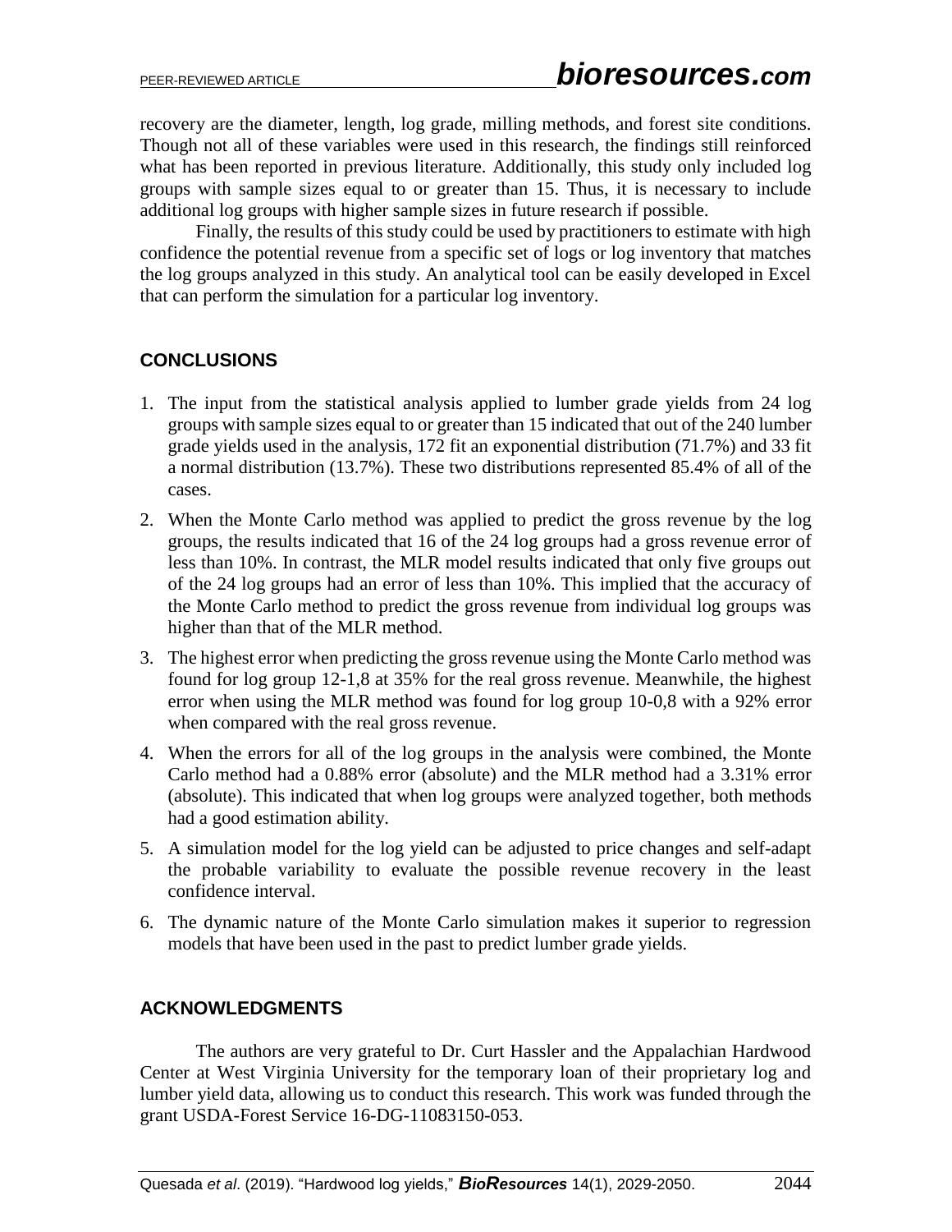recovery are the diameter, length, log grade, milling methods, and forest site conditions. Though not all of these variables were used in this research, the findings still reinforced what has been reported in previous literature. Additionally, this study only included log groups with sample sizes equal to or greater than 15. Thus, it is necessary to include additional log groups with higher sample sizes in future research if possible.

Finally, the results of this study could be used by practitioners to estimate with high confidence the potential revenue from a specific set of logs or log inventory that matches the log groups analyzed in this study. An analytical tool can be easily developed in Excel that can perform the simulation for a particular log inventory.

## CONCLUSIONS

1. The input from the statistical analysis applied to lumber grade yields from 24 log groups with sample sizes equal to or greater than 15 indicated that out of the 240 lumber grade yields used in the analysis, 172 fit an exponential distribution (71.7%) and 33 fit a normal distribution (13.7%). These two distributions represented 85.4% of all of the cases.
2. When the Monte Carlo method was applied to predict the gross revenue by the log groups, the results indicated that 16 of the 24 log groups had a gross revenue error of less than 10%. In contrast, the MLR model results indicated that only five groups out of the 24 log groups had an error of less than 10%. This implied that the accuracy of the Monte Carlo method to predict the gross revenue from individual log groups was higher than that of the MLR method.
3. The highest error when predicting the gross revenue using the Monte Carlo method was found for log group 12-1,8 at 35% for the real gross revenue. Meanwhile, the highest error when using the MLR method was found for log group 10-0,8 with a 92% error when compared with the real gross revenue.
4. When the errors for all of the log groups in the analysis were combined, the Monte Carlo method had a 0.88% error (absolute) and the MLR method had a 3.31% error (absolute). This indicated that when log groups were analyzed together, both methods had a good estimation ability.
5. A simulation model for the log yield can be adjusted to price changes and self-adapt the probable variability to evaluate the possible revenue recovery in the least confidence interval.
6. The dynamic nature of the Monte Carlo simulation makes it superior to regression models that have been used in the past to predict lumber grade yields.

## ACKNOWLEDGMENTS

The authors are very grateful to Dr. Curt Hassler and the Appalachian Hardwood Center at West Virginia University for the temporary loan of their proprietary log and lumber yield data, allowing us to conduct this research. This work was funded through the grant USDA-Forest Service 16-DG-11083150-053.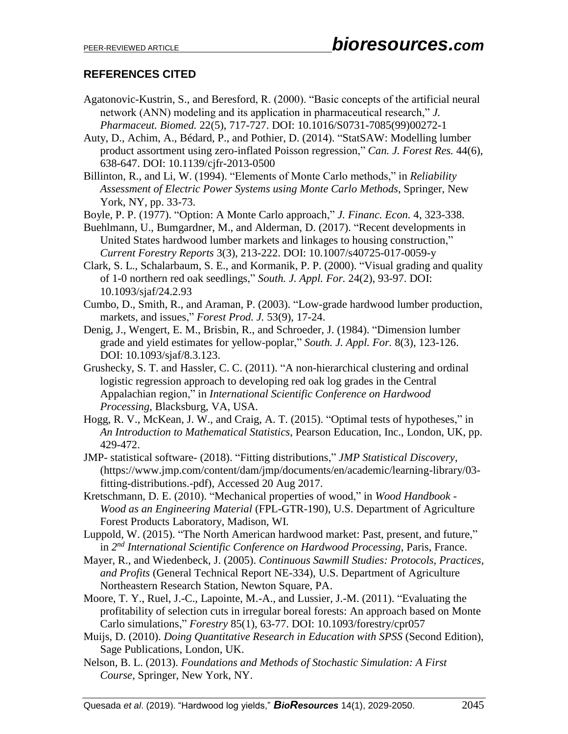## REFERENCES CITED

Agatonovic-Kustrin, S., and Beresford, R. (2000). "Basic concepts of the artificial neural network (ANN) modeling and its application in pharmaceutical research," *J. Pharmaceut. Biomed.* 22(5), 717-727. DOI: 10.1016/S0731-7085(99)00272-1

Auty, D., Achim, A., Bédard, P., and Pothier, D. (2014). "StatSAW: Modelling lumber product assortment using zero-inflated Poisson regression," *Can. J. Forest Res.* 44(6), 638-647. DOI: 10.1139/cjfr-2013-0500

Billinton, R., and Li, W. (1994). "Elements of Monte Carlo methods," in *Reliability Assessment of Electric Power Systems using Monte Carlo Methods*, Springer, New York, NY, pp. 33-73.

Boyle, P. P. (1977). "Option: A Monte Carlo approach," *J. Financ. Econ.* 4, 323-338.

Buehlmann, U., Bumgardner, M., and Alderman, D. (2017). "Recent developments in United States hardwood lumber markets and linkages to housing construction," *Current Forestry Reports* 3(3), 213-222. DOI: 10.1007/s40725-017-0059-y

Clark, S. L., Schalarbaum, S. E., and Kormanik, P. P. (2000). "Visual grading and quality of 1-0 northern red oak seedlings," *South. J. Appl. For.* 24(2), 93-97. DOI: 10.1093/sjaf/24.2.93

Cumbo, D., Smith, R., and Araman, P. (2003). "Low-grade hardwood lumber production, markets, and issues," *Forest Prod. J.* 53(9), 17-24.

Denig, J., Wengert, E. M., Brisbin, R., and Schroeder, J. (1984). "Dimension lumber grade and yield estimates for yellow-poplar," *South. J. Appl. For.* 8(3), 123-126. DOI: 10.1093/sjaf/8.3.123.

Grushecky, S. T. and Hassler, C. C. (2011). "A non-hierarchical clustering and ordinal logistic regression approach to developing red oak log grades in the Central Appalachian region," in *International Scientific Conference on Hardwood Processing*, Blacksburg, VA, USA.

Hogg, R. V., McKean, J. W., and Craig, A. T. (2015). "Optimal tests of hypotheses," in *An Introduction to Mathematical Statistics*, Pearson Education, Inc., London, UK, pp. 429-472.

JMP- statistical software- (2018). "Fitting distributions," *JMP Statistical Discovery*, (https://www.jmp.com/content/dam/jmp/documents/en/academic/learning-library/03-fitting-distributions.-pdf), Accessed 20 Aug 2017.

Kretschmann, D. E. (2010). "Mechanical properties of wood," in *Wood Handbook - Wood as an Engineering Material* (FPL-GTR-190), U.S. Department of Agriculture Forest Products Laboratory, Madison, WI.

Luppold, W. (2015). "The North American hardwood market: Past, present, and future," in *2nd International Scientific Conference on Hardwood Processing*, Paris, France.

Mayer, R., and Wiedenbeck, J. (2005). *Continuous Sawmill Studies: Protocols, Practices, and Profits* (General Technical Report NE-334), U.S. Department of Agriculture Northeastern Research Station, Newton Square, PA.

Moore, T. Y., Ruel, J.-C., Lapointe, M.-A., and Lussier, J.-M. (2011). "Evaluating the profitability of selection cuts in irregular boreal forests: An approach based on Monte Carlo simulations," *Forestry* 85(1), 63-77. DOI: 10.1093/forestry/cpr057

Muijs, D. (2010). *Doing Quantitative Research in Education with SPSS* (Second Edition), Sage Publications, London, UK.

Nelson, B. L. (2013). *Foundations and Methods of Stochastic Simulation: A First Course*, Springer, New York, NY.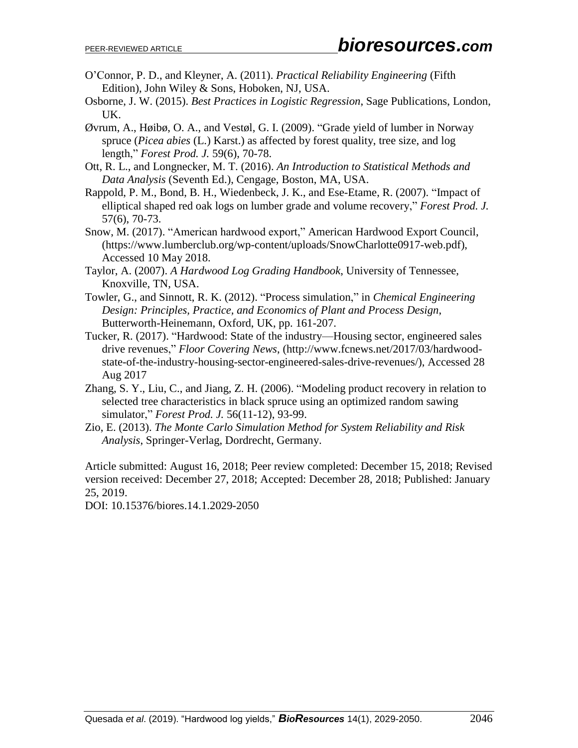O'Connor, P. D., and Kleyner, A. (2011). *Practical Reliability Engineering* (Fifth Edition), John Wiley & Sons, Hoboken, NJ, USA.

Osborne, J. W. (2015). *Best Practices in Logistic Regression*, Sage Publications, London, UK.

Øvrum, A., Høibø, O. A., and Vestøl, G. I. (2009). "Grade yield of lumber in Norway spruce (*Picea abies* (L.) Karst.) as affected by forest quality, tree size, and log length," *Forest Prod. J.* 59(6), 70-78.

Ott, R. L., and Longnecker, M. T. (2016). *An Introduction to Statistical Methods and Data Analysis* (Seventh Ed.), Cengage, Boston, MA, USA.

Rappold, P. M., Bond, B. H., Wiedenbeck, J. K., and Ese-Etame, R. (2007). "Impact of elliptical shaped red oak logs on lumber grade and volume recovery," *Forest Prod. J.* 57(6), 70-73.

Snow, M. (2017). "American hardwood export," American Hardwood Export Council, (https://www.lumberclub.org/wp-content/uploads/SnowCharlotte0917-web.pdf), Accessed 10 May 2018.

Taylor, A. (2007). *A Hardwood Log Grading Handbook*, University of Tennessee, Knoxville, TN, USA.

Towler, G., and Sinnott, R. K. (2012). "Process simulation," in *Chemical Engineering Design: Principles, Practice, and Economics of Plant and Process Design*, Butterworth-Heinemann, Oxford, UK, pp. 161-207.

Tucker, R. (2017). "Hardwood: State of the industry—Housing sector, engineered sales drive revenues," *Floor Covering News*, (http://www.fcnews.net/2017/03/hardwood-state-of-the-industry-housing-sector-engineered-sales-drive-revenues/), Accessed 28 Aug 2017

Zhang, S. Y., Liu, C., and Jiang, Z. H. (2006). "Modeling product recovery in relation to selected tree characteristics in black spruce using an optimized random sawing simulator," *Forest Prod. J.* 56(11-12), 93-99.

Zio, E. (2013). *The Monte Carlo Simulation Method for System Reliability and Risk Analysis*, Springer-Verlag, Dordrecht, Germany.

Article submitted: August 16, 2018; Peer review completed: December 15, 2018; Revised version received: December 27, 2018; Accepted: December 28, 2018; Published: January 25, 2019.

DOI: 10.15376/biores.14.1.2029-2050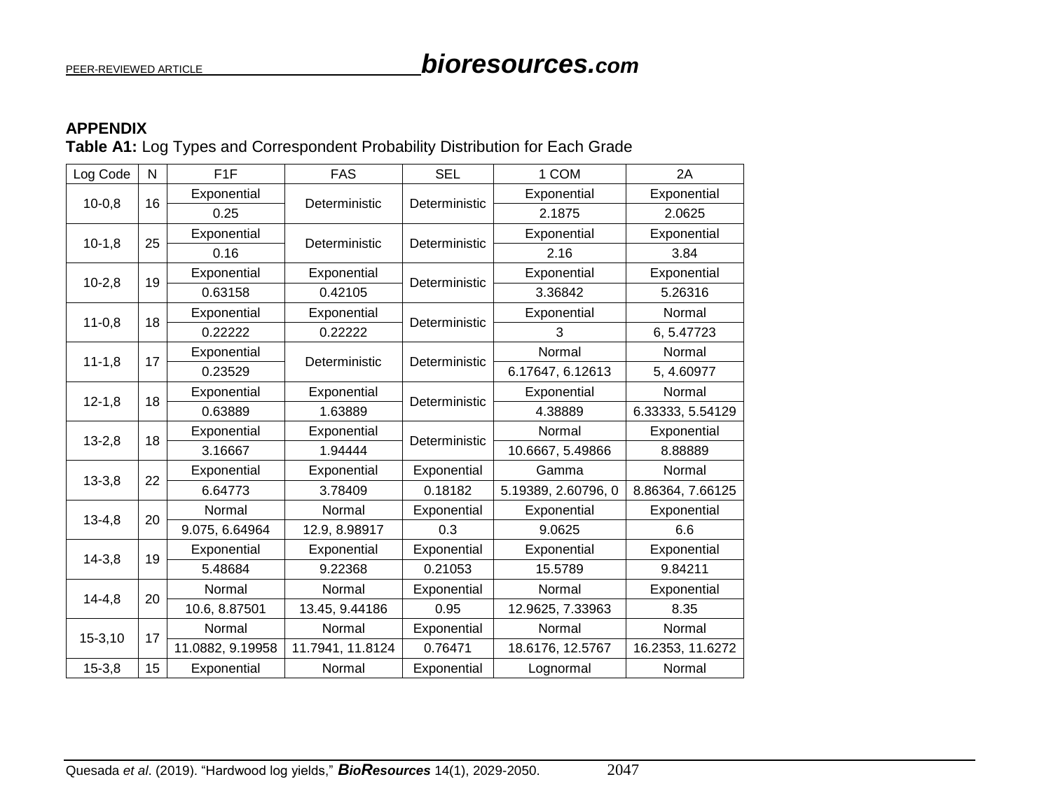## APPENDIX

**Table A1:** Log Types and Correspondent Probability Distribution for Each Grade

| Log Code | N | F1F | FAS | SEL | 1 COM | 2A |
|---|---|---|---|---|---|---|
| 10-0,8 | 16 | Exponential | Deterministic | Deterministic | Exponential | Exponential |
| | | 0.25 | | | 2.1875 | 2.0625 |
| 10-1,8 | 25 | Exponential | Deterministic | Deterministic | Exponential | Exponential |
| | | 0.16 | | | 2.16 | 3.84 |
| 10-2,8 | 19 | Exponential | Exponential | Deterministic | Exponential | Exponential |
| | | 0.63158 | 0.42105 | | 3.36842 | 5.26316 |
| 11-0,8 | 18 | Exponential | Exponential | Deterministic | Exponential | Normal |
| | | 0.22222 | 0.22222 | | 3 | 6, 5.47723 |
| 11-1,8 | 17 | Exponential | Deterministic | Deterministic | Normal | Normal |
| | | 0.23529 | | | 6.17647, 6.12613 | 5, 4.60977 |
| 12-1,8 | 18 | Exponential | Exponential | Deterministic | Exponential | Normal |
| | | 0.63889 | 1.63889 | | 4.38889 | 6.33333, 5.54129 |
| 13-2,8 | 18 | Exponential | Exponential | Deterministic | Normal | Exponential |
| | | 3.16667 | 1.94444 | | 10.6667, 5.49866 | 8.88889 |
| 13-3,8 | 22 | Exponential | Exponential | Exponential | Gamma | Normal |
| | | 6.64773 | 3.78409 | 0.18182 | 5.19389, 2.60796, 0 | 8.86364, 7.66125 |
| 13-4,8 | 20 | Normal | Normal | Exponential | Exponential | Exponential |
| | | 9.075, 6.64964 | 12.9, 8.98917 | 0.3 | 9.0625 | 6.6 |
| 14-3,8 | 19 | Exponential | Exponential | Exponential | Exponential | Exponential |
| | | 5.48684 | 9.22368 | 0.21053 | 15.5789 | 9.84211 |
| 14-4,8 | 20 | Normal | Normal | Exponential | Normal | Exponential |
| | | 10.6, 8.87501 | 13.45, 9.44186 | 0.95 | 12.9625, 7.33963 | 8.35 |
| 15-3,10 | 17 | Normal | Normal | Exponential | Normal | Normal |
| | | 11.0882, 9.19958 | 11.7941, 11.8124 | 0.76471 | 18.6176, 12.5767 | 16.2353, 11.6272 |
| 15-3,8 | 15 | Exponential | Normal | Exponential | Lognormal | Normal |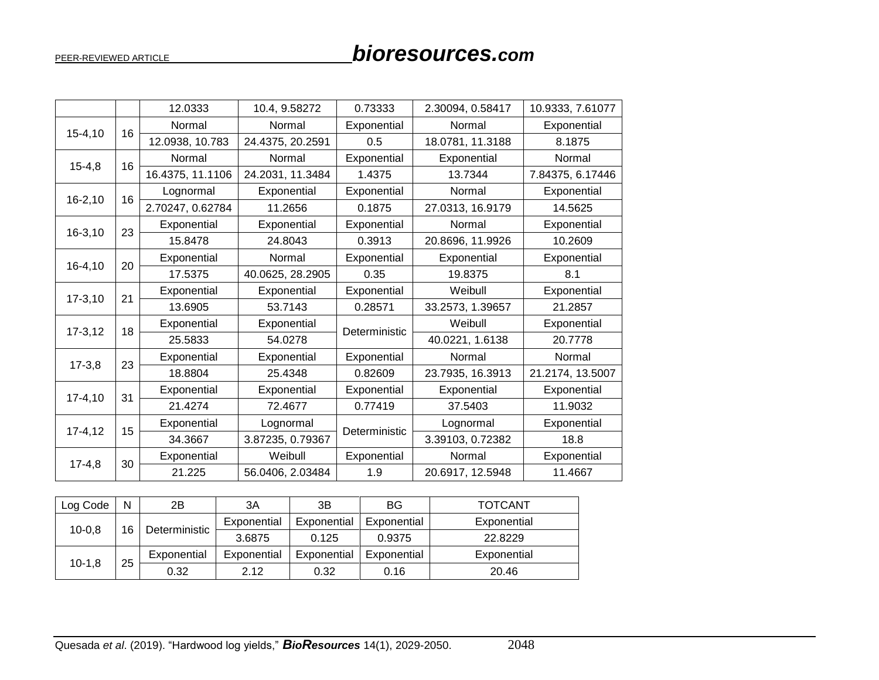| | | | | | | |
|---|---|---|---|---|---|---|
| | | 12.0333 | 10.4, 9.58272 | 0.73333 | 2.30094, 0.58417 | 10.9333, 7.61077 |
| 15-4,10 | 16 | Normal | Normal | Exponential | Normal | Exponential |
| | | 12.0938, 10.783 | 24.4375, 20.2591 | 0.5 | 18.0781, 11.3188 | 8.1875 |
| 15-4,8 | 16 | Normal | Normal | Exponential | Exponential | Normal |
| | | 16.4375, 11.1106 | 24.2031, 11.3484 | 1.4375 | 13.7344 | 7.84375, 6.17446 |
| 16-2,10 | 16 | Lognormal | Exponential | Exponential | Normal | Exponential |
| | | 2.70247, 0.62784 | 11.2656 | 0.1875 | 27.0313, 16.9179 | 14.5625 |
| 16-3,10 | 23 | Exponential | Exponential | Exponential | Normal | Exponential |
| | | 15.8478 | 24.8043 | 0.3913 | 20.8696, 11.9926 | 10.2609 |
| 16-4,10 | 20 | Exponential | Normal | Exponential | Exponential | Exponential |
| | | 17.5375 | 40.0625, 28.2905 | 0.35 | 19.8375 | 8.1 |
| 17-3,10 | 21 | Exponential | Exponential | Exponential | Weibull | Exponential |
| | | 13.6905 | 53.7143 | 0.28571 | 33.2573, 1.39657 | 21.2857 |
| 17-3,12 | 18 | Exponential | Exponential | Deterministic | Weibull | Exponential |
| | | 25.5833 | 54.0278 | | 40.0221, 1.6138 | 20.7778 |
| 17-3,8 | 23 | Exponential | Exponential | Exponential | Normal | Normal |
| | | 18.8804 | 25.4348 | 0.82609 | 23.7935, 16.3913 | 21.2174, 13.5007 |
| 17-4,10 | 31 | Exponential | Exponential | Exponential | Exponential | Exponential |
| | | 21.4274 | 72.4677 | 0.77419 | 37.5403 | 11.9032 |
| 17-4,12 | 15 | Exponential | Lognormal | Deterministic | Lognormal | Exponential |
| | | 34.3667 | 3.87235, 0.79367 | | 3.39103, 0.72382 | 18.8 |
| 17-4,8 | 30 | Exponential | Weibull | Exponential | Normal | Exponential |
| | | 21.225 | 56.0406, 2.03484 | 1.9 | 20.6917, 12.5948 | 11.4667 |

| Log Code | N | 2B | 3A | 3B | BG | TOTCANT |
|---|---|---|---|---|---|---|
| 10-0,8 | 16 | Deterministic | Exponential | Exponential | Exponential | Exponential |
| | | | 3.6875 | 0.125 | 0.9375 | 22.8229 |
| 10-1,8 | 25 | Exponential | Exponential | Exponential | Exponential | Exponential |
| | | 0.32 | 2.12 | 0.32 | 0.16 | 20.46 |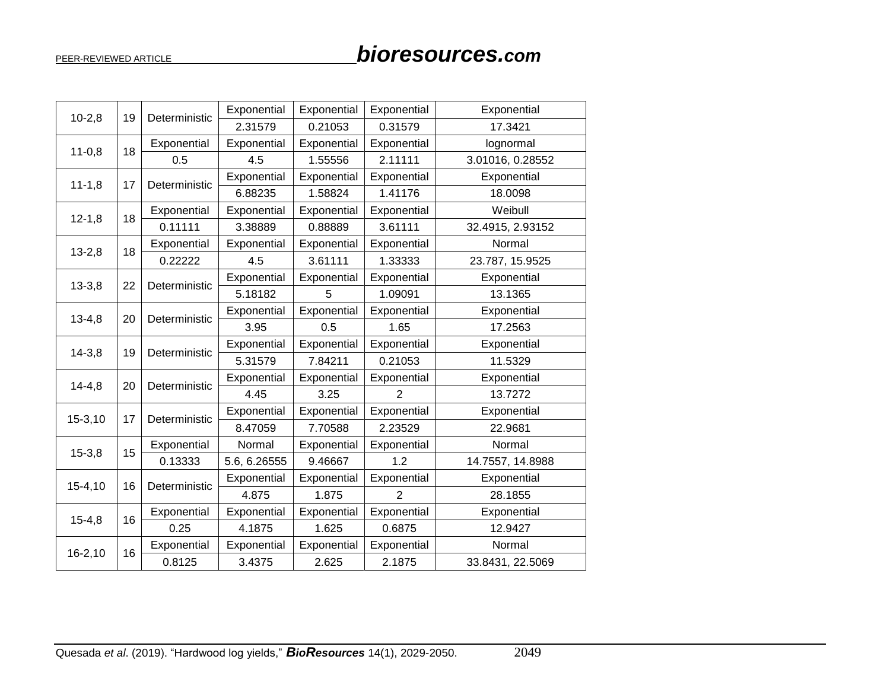| | | | | | | |
|---|---|---|---|---|---|---|
| 10-2,8 | 19 | Deterministic | Exponential | Exponential | Exponential | Exponential |
| | | | 2.31579 | 0.21053 | 0.31579 | 17.3421 |
| 11-0,8 | 18 | Exponential | Exponential | Exponential | Exponential | lognormal |
| | | 0.5 | 4.5 | 1.55556 | 2.11111 | 3.01016, 0.28552 |
| 11-1,8 | 17 | Deterministic | Exponential | Exponential | Exponential | Exponential |
| | | | 6.88235 | 1.58824 | 1.41176 | 18.0098 |
| 12-1,8 | 18 | Exponential | Exponential | Exponential | Exponential | Weibull |
| | | 0.11111 | 3.38889 | 0.88889 | 3.61111 | 32.4915, 2.93152 |
| 13-2,8 | 18 | Exponential | Exponential | Exponential | Exponential | Normal |
| | | 0.22222 | 4.5 | 3.61111 | 1.33333 | 23.787, 15.9525 |
| 13-3,8 | 22 | Deterministic | Exponential | Exponential | Exponential | Exponential |
| | | | 5.18182 | 5 | 1.09091 | 13.1365 |
| 13-4,8 | 20 | Deterministic | Exponential | Exponential | Exponential | Exponential |
| | | | 3.95 | 0.5 | 1.65 | 17.2563 |
| 14-3,8 | 19 | Deterministic | Exponential | Exponential | Exponential | Exponential |
| | | | 5.31579 | 7.84211 | 0.21053 | 11.5329 |
| 14-4,8 | 20 | Deterministic | Exponential | Exponential | Exponential | Exponential |
| | | | 4.45 | 3.25 | 2 | 13.7272 |
| 15-3,10 | 17 | Deterministic | Exponential | Exponential | Exponential | Exponential |
| | | | 8.47059 | 7.70588 | 2.23529 | 22.9681 |
| 15-3,8 | 15 | Exponential | Normal | Exponential | Exponential | Normal |
| | | 0.13333 | 5.6, 6.26555 | 9.46667 | 1.2 | 14.7557, 14.8988 |
| 15-4,10 | 16 | Deterministic | Exponential | Exponential | Exponential | Exponential |
| | | | 4.875 | 1.875 | 2 | 28.1855 |
| 15-4,8 | 16 | Exponential | Exponential | Exponential | Exponential | Exponential |
| | | 0.25 | 4.1875 | 1.625 | 0.6875 | 12.9427 |
| 16-2,10 | 16 | Exponential | Exponential | Exponential | Exponential | Normal |
| | | 0.8125 | 3.4375 | 2.625 | 2.1875 | 33.8431, 22.5069 |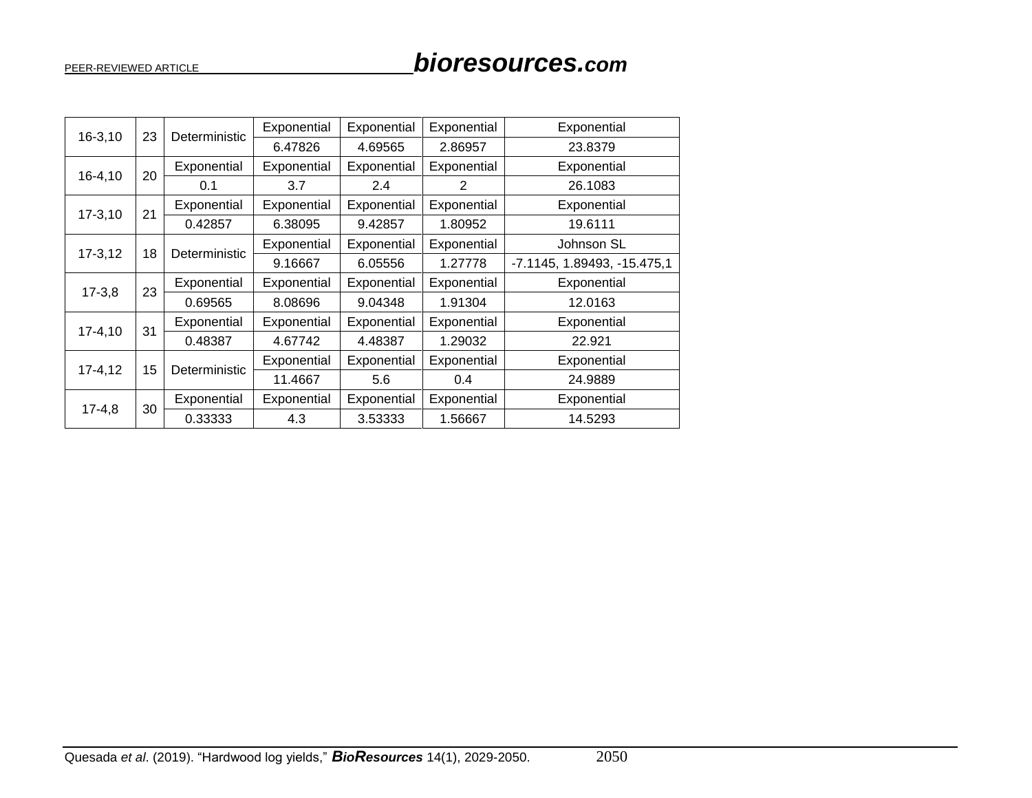| | | | | | | |
|---|---|---|---|---|---|---|
| 16-3,10 | 23 | Deterministic | Exponential | Exponential | Exponential | Exponential |
| | | | 6.47826 | 4.69565 | 2.86957 | 23.8379 |
| 16-4,10 | 20 | Exponential | Exponential | Exponential | Exponential | Exponential |
| | | 0.1 | 3.7 | 2.4 | 2 | 26.1083 |
| 17-3,10 | 21 | Exponential | Exponential | Exponential | Exponential | Exponential |
| | | 0.42857 | 6.38095 | 9.42857 | 1.80952 | 19.6111 |
| 17-3,12 | 18 | Deterministic | Exponential | Exponential | Exponential | Johnson SL |
| | | | 9.16667 | 6.05556 | 1.27778 | -7.1145, 1.89493, -15.475,1 |
| 17-3,8 | 23 | Exponential | Exponential | Exponential | Exponential | Exponential |
| | | 0.69565 | 8.08696 | 9.04348 | 1.91304 | 12.0163 |
| 17-4,10 | 31 | Exponential | Exponential | Exponential | Exponential | Exponential |
| | | 0.48387 | 4.67742 | 4.48387 | 1.29032 | 22.921 |
| 17-4,12 | 15 | Deterministic | Exponential | Exponential | Exponential | Exponential |
| | | | 11.4667 | 5.6 | 0.4 | 24.9889 |
| 17-4,8 | 30 | Exponential | Exponential | Exponential | Exponential | Exponential |
| | | 0.33333 | 4.3 | 3.53333 | 1.56667 | 14.5293 |